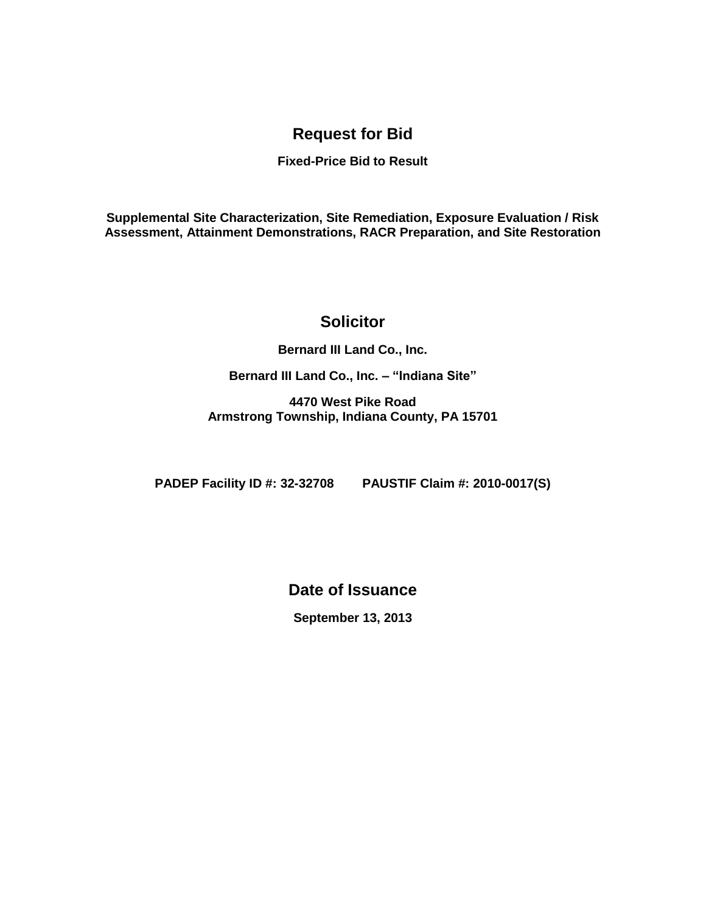# Request for Bid

**Fixed-Price Bid to Result**

**Supplemental Site Characterization, Site Remediation, Exposure Evaluation / Risk Assessment, Attainment Demonstrations, RACR Preparation, and Site Restoration**

## Solicitor

**Bernard III Land Co., Inc.**

**Bernard III Land Co., Inc. – "Indiana Site"**

**4470 West Pike Road**
**Armstrong Township, Indiana County, PA 15701**

**PADEP Facility ID #: 32-32708 PAUSTIF Claim #: 2010-0017(S)**

## Date of Issuance

**September 13, 2013**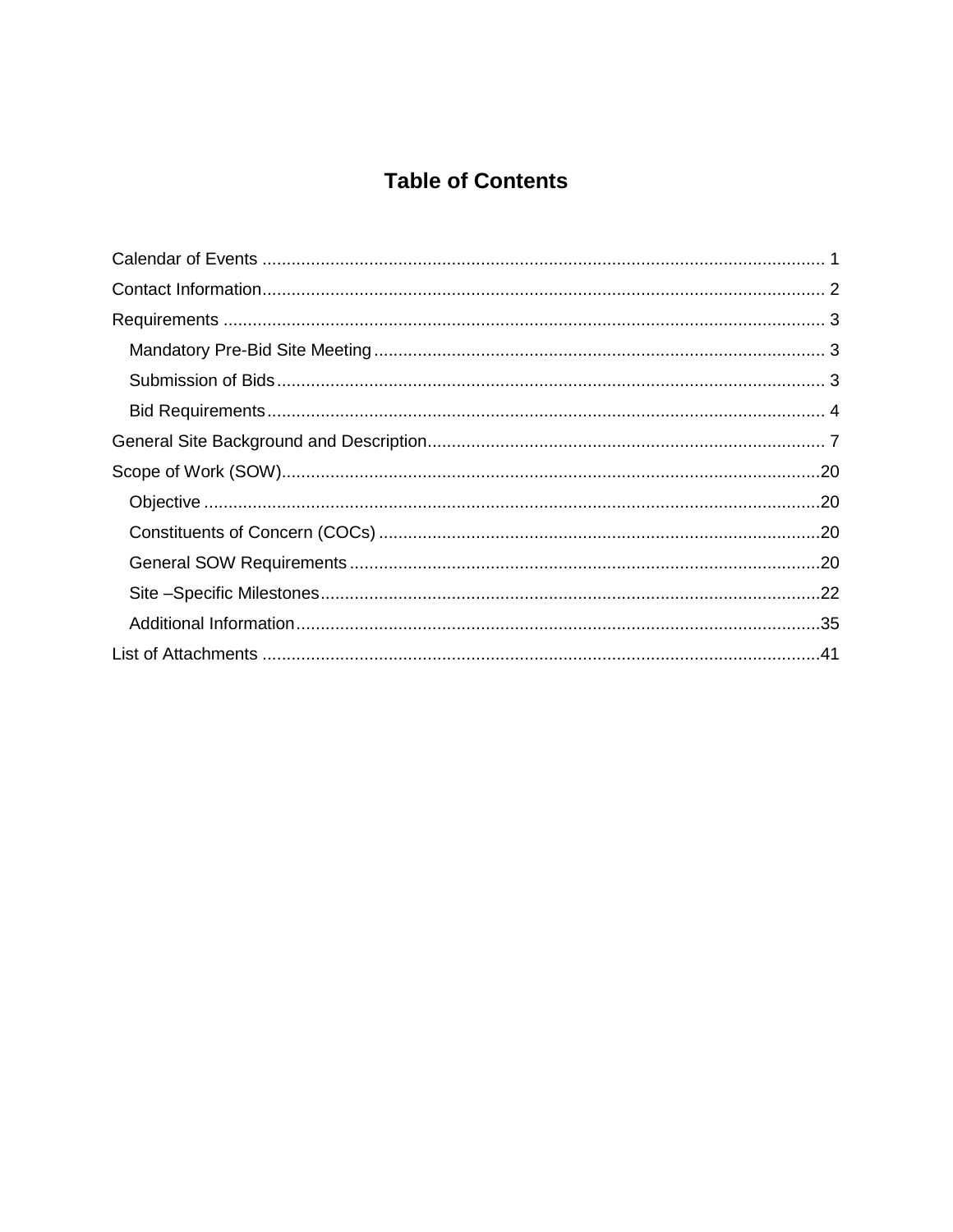# Table of Contents

Calendar of Events ........................................................................................................... 1

Contact Information........................................................................................................... 2

Requirements ................................................................................................................... 3

- Mandatory Pre-Bid Site Meeting ................................................................................ 3
- Submission of Bids .................................................................................................... 3
- Bid Requirements ...................................................................................................... 4

General Site Background and Description........................................................................ 7

Scope of Work (SOW).....................................................................................................20

- Objective ...................................................................................................................20
- Constituents of Concern (COCs) ...............................................................................20
- General SOW Requirements .....................................................................................20
- Site –Specific Milestones ...........................................................................................22
- Additional Information................................................................................................35

List of Attachments .........................................................................................................41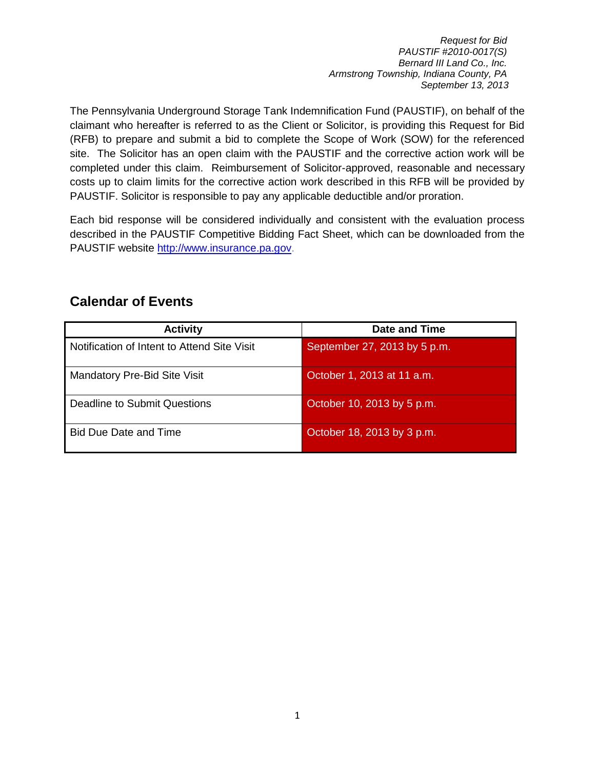*Request for Bid*
*PAUSTIF #2010-0017(S)*
*Bernard III Land Co., Inc.*
*Armstrong Township, Indiana County, PA*
*September 13, 2013*

The Pennsylvania Underground Storage Tank Indemnification Fund (PAUSTIF), on behalf of the claimant who hereafter is referred to as the Client or Solicitor, is providing this Request for Bid (RFB) to prepare and submit a bid to complete the Scope of Work (SOW) for the referenced site. The Solicitor has an open claim with the PAUSTIF and the corrective action work will be completed under this claim. Reimbursement of Solicitor-approved, reasonable and necessary costs up to claim limits for the corrective action work described in this RFB will be provided by PAUSTIF. Solicitor is responsible to pay any applicable deductible and/or proration.

Each bid response will be considered individually and consistent with the evaluation process described in the PAUSTIF Competitive Bidding Fact Sheet, which can be downloaded from the PAUSTIF website http://www.insurance.pa.gov.

## Calendar of Events

| Activity | Date and Time |
|---|---|
| Notification of Intent to Attend Site Visit | September 27, 2013 by 5 p.m. |
| Mandatory Pre-Bid Site Visit | October 1, 2013 at 11 a.m. |
| Deadline to Submit Questions | October 10, 2013 by 5 p.m. |
| Bid Due Date and Time | October 18, 2013 by 3 p.m. |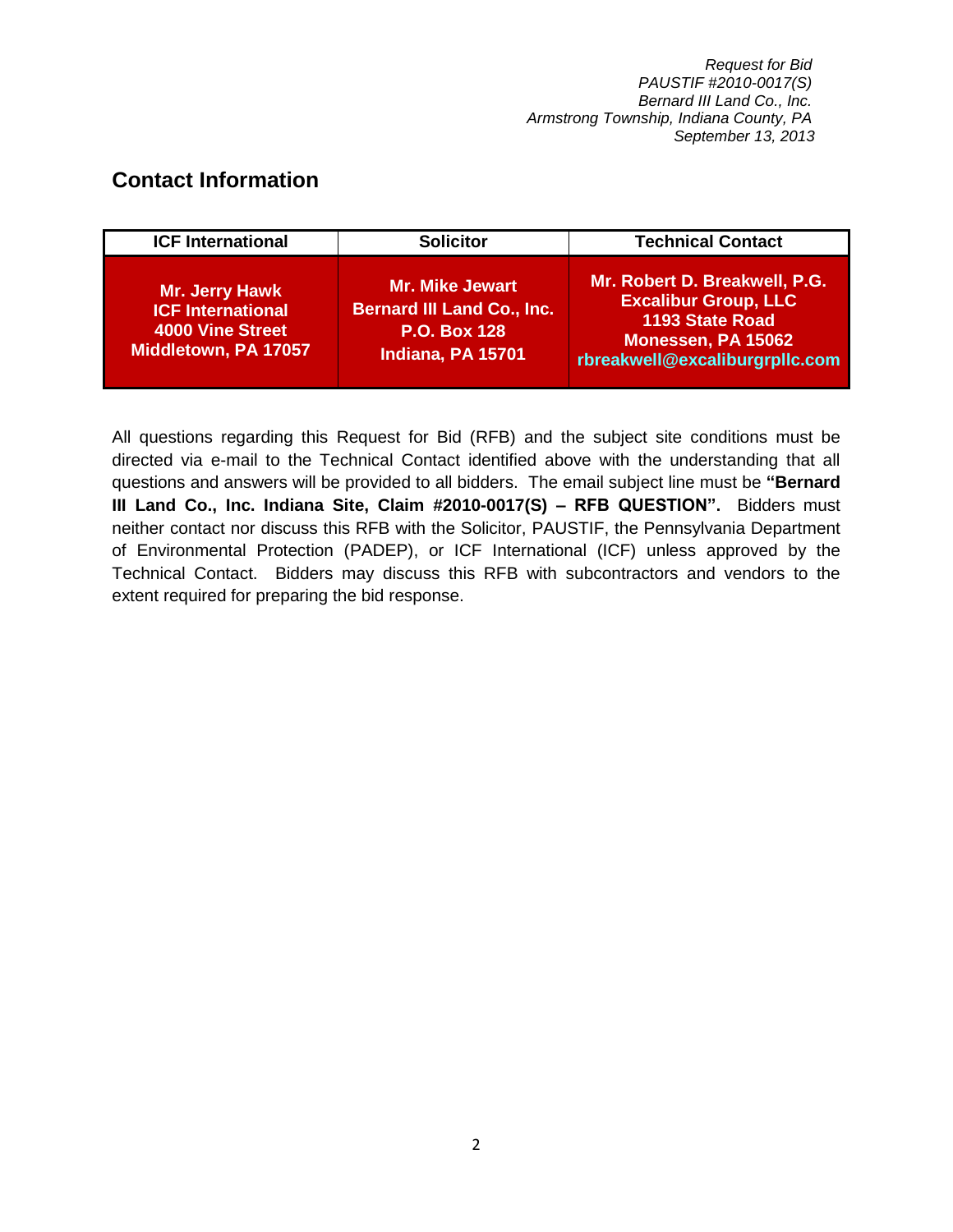## Contact Information

| ICF International | Solicitor | Technical Contact |
| --- | --- | --- |
| **Mr. Jerry Hawk**<br>**ICF International**<br>**4000 Vine Street**<br>**Middletown, PA 17057** | **Mr. Mike Jewart**<br>**Bernard III Land Co., Inc.**<br>**P.O. Box 128**<br>**Indiana, PA 15701** | **Mr. Robert D. Breakwell, P.G.**<br>**Excalibur Group, LLC**<br>**1193 State Road**<br>**Monessen, PA 15062**<br>**rbreakwell@excaliburgrpllc.com** |

All questions regarding this Request for Bid (RFB) and the subject site conditions must be directed via e-mail to the Technical Contact identified above with the understanding that all questions and answers will be provided to all bidders. The email subject line must be **"Bernard III Land Co., Inc. Indiana Site, Claim #2010-0017(S) – RFB QUESTION".** Bidders must neither contact nor discuss this RFB with the Solicitor, PAUSTIF, the Pennsylvania Department of Environmental Protection (PADEP), or ICF International (ICF) unless approved by the Technical Contact. Bidders may discuss this RFB with subcontractors and vendors to the extent required for preparing the bid response.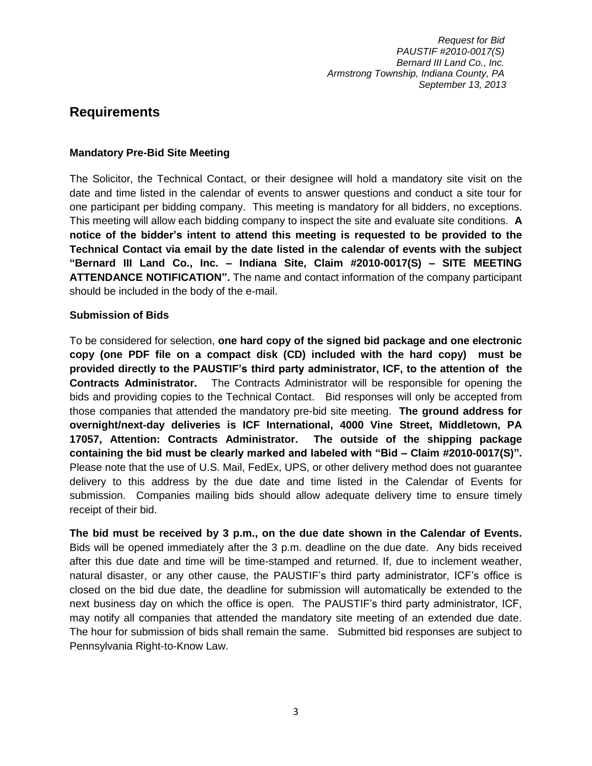## Requirements

### Mandatory Pre-Bid Site Meeting

The Solicitor, the Technical Contact, or their designee will hold a mandatory site visit on the date and time listed in the calendar of events to answer questions and conduct a site tour for one participant per bidding company. This meeting is mandatory for all bidders, no exceptions. This meeting will allow each bidding company to inspect the site and evaluate site conditions. **A notice of the bidder's intent to attend this meeting is requested to be provided to the Technical Contact via email by the date listed in the calendar of events with the subject "Bernard III Land Co., Inc. – Indiana Site, Claim #2010-0017(S) – SITE MEETING ATTENDANCE NOTIFICATION".** The name and contact information of the company participant should be included in the body of the e-mail.

### Submission of Bids

To be considered for selection, **one hard copy of the signed bid package and one electronic copy (one PDF file on a compact disk (CD) included with the hard copy) must be provided directly to the PAUSTIF's third party administrator, ICF, to the attention of the Contracts Administrator.** The Contracts Administrator will be responsible for opening the bids and providing copies to the Technical Contact. Bid responses will only be accepted from those companies that attended the mandatory pre-bid site meeting. **The ground address for overnight/next-day deliveries is ICF International, 4000 Vine Street, Middletown, PA 17057, Attention: Contracts Administrator. The outside of the shipping package containing the bid must be clearly marked and labeled with "Bid – Claim #2010-0017(S)".** Please note that the use of U.S. Mail, FedEx, UPS, or other delivery method does not guarantee delivery to this address by the due date and time listed in the Calendar of Events for submission. Companies mailing bids should allow adequate delivery time to ensure timely receipt of their bid.

**The bid must be received by 3 p.m., on the due date shown in the Calendar of Events.** Bids will be opened immediately after the 3 p.m. deadline on the due date. Any bids received after this due date and time will be time-stamped and returned. If, due to inclement weather, natural disaster, or any other cause, the PAUSTIF's third party administrator, ICF's office is closed on the bid due date, the deadline for submission will automatically be extended to the next business day on which the office is open. The PAUSTIF's third party administrator, ICF, may notify all companies that attended the mandatory site meeting of an extended due date. The hour for submission of bids shall remain the same. Submitted bid responses are subject to Pennsylvania Right-to-Know Law.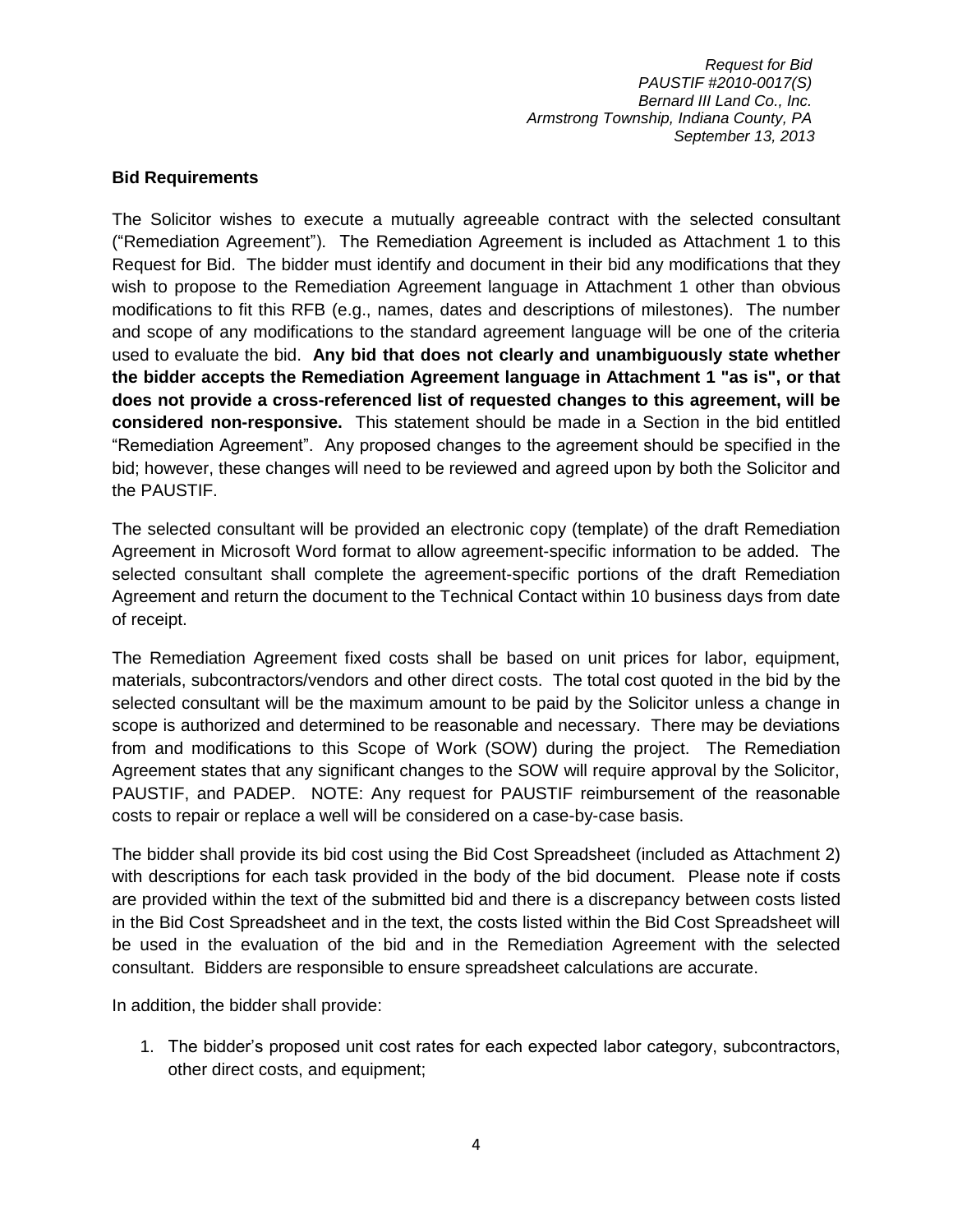## Bid Requirements

The Solicitor wishes to execute a mutually agreeable contract with the selected consultant ("Remediation Agreement"). The Remediation Agreement is included as Attachment 1 to this Request for Bid. The bidder must identify and document in their bid any modifications that they wish to propose to the Remediation Agreement language in Attachment 1 other than obvious modifications to fit this RFB (e.g., names, dates and descriptions of milestones). The number and scope of any modifications to the standard agreement language will be one of the criteria used to evaluate the bid. **Any bid that does not clearly and unambiguously state whether the bidder accepts the Remediation Agreement language in Attachment 1 "as is", or that does not provide a cross-referenced list of requested changes to this agreement, will be considered non-responsive.** This statement should be made in a Section in the bid entitled "Remediation Agreement". Any proposed changes to the agreement should be specified in the bid; however, these changes will need to be reviewed and agreed upon by both the Solicitor and the PAUSTIF.

The selected consultant will be provided an electronic copy (template) of the draft Remediation Agreement in Microsoft Word format to allow agreement-specific information to be added. The selected consultant shall complete the agreement-specific portions of the draft Remediation Agreement and return the document to the Technical Contact within 10 business days from date of receipt.

The Remediation Agreement fixed costs shall be based on unit prices for labor, equipment, materials, subcontractors/vendors and other direct costs. The total cost quoted in the bid by the selected consultant will be the maximum amount to be paid by the Solicitor unless a change in scope is authorized and determined to be reasonable and necessary. There may be deviations from and modifications to this Scope of Work (SOW) during the project. The Remediation Agreement states that any significant changes to the SOW will require approval by the Solicitor, PAUSTIF, and PADEP. NOTE: Any request for PAUSTIF reimbursement of the reasonable costs to repair or replace a well will be considered on a case-by-case basis.

The bidder shall provide its bid cost using the Bid Cost Spreadsheet (included as Attachment 2) with descriptions for each task provided in the body of the bid document. Please note if costs are provided within the text of the submitted bid and there is a discrepancy between costs listed in the Bid Cost Spreadsheet and in the text, the costs listed within the Bid Cost Spreadsheet will be used in the evaluation of the bid and in the Remediation Agreement with the selected consultant. Bidders are responsible to ensure spreadsheet calculations are accurate.

In addition, the bidder shall provide:

1. The bidder's proposed unit cost rates for each expected labor category, subcontractors, other direct costs, and equipment;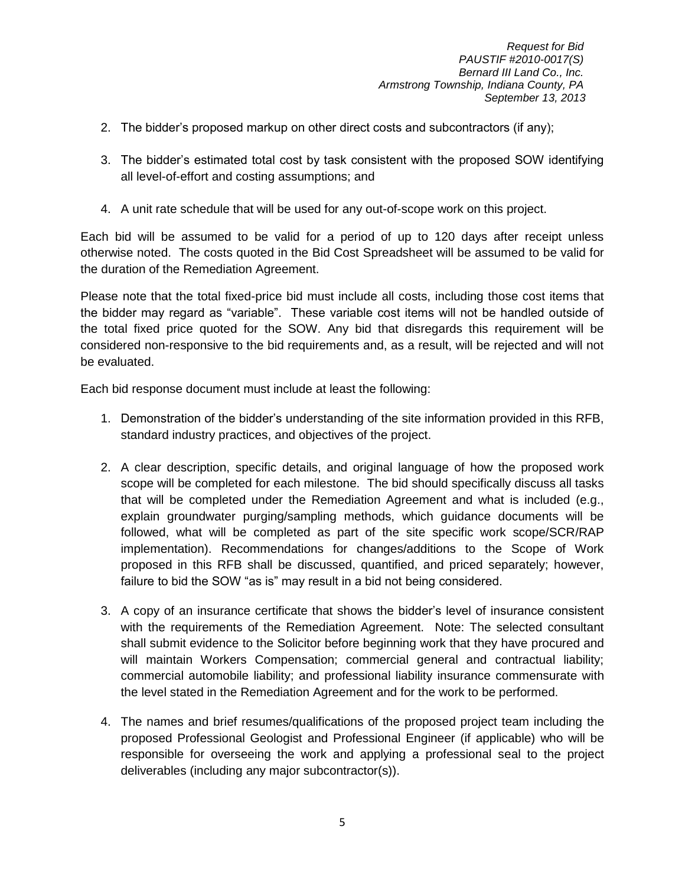2. The bidder's proposed markup on other direct costs and subcontractors (if any);

3. The bidder's estimated total cost by task consistent with the proposed SOW identifying all level-of-effort and costing assumptions; and

4. A unit rate schedule that will be used for any out-of-scope work on this project.

Each bid will be assumed to be valid for a period of up to 120 days after receipt unless otherwise noted. The costs quoted in the Bid Cost Spreadsheet will be assumed to be valid for the duration of the Remediation Agreement.

Please note that the total fixed-price bid must include all costs, including those cost items that the bidder may regard as "variable". These variable cost items will not be handled outside of the total fixed price quoted for the SOW. Any bid that disregards this requirement will be considered non-responsive to the bid requirements and, as a result, will be rejected and will not be evaluated.

Each bid response document must include at least the following:

1. Demonstration of the bidder's understanding of the site information provided in this RFB, standard industry practices, and objectives of the project.

2. A clear description, specific details, and original language of how the proposed work scope will be completed for each milestone. The bid should specifically discuss all tasks that will be completed under the Remediation Agreement and what is included (e.g., explain groundwater purging/sampling methods, which guidance documents will be followed, what will be completed as part of the site specific work scope/SCR/RAP implementation). Recommendations for changes/additions to the Scope of Work proposed in this RFB shall be discussed, quantified, and priced separately; however, failure to bid the SOW "as is" may result in a bid not being considered.

3. A copy of an insurance certificate that shows the bidder's level of insurance consistent with the requirements of the Remediation Agreement. Note: The selected consultant shall submit evidence to the Solicitor before beginning work that they have procured and will maintain Workers Compensation; commercial general and contractual liability; commercial automobile liability; and professional liability insurance commensurate with the level stated in the Remediation Agreement and for the work to be performed.

4. The names and brief resumes/qualifications of the proposed project team including the proposed Professional Geologist and Professional Engineer (if applicable) who will be responsible for overseeing the work and applying a professional seal to the project deliverables (including any major subcontractor(s)).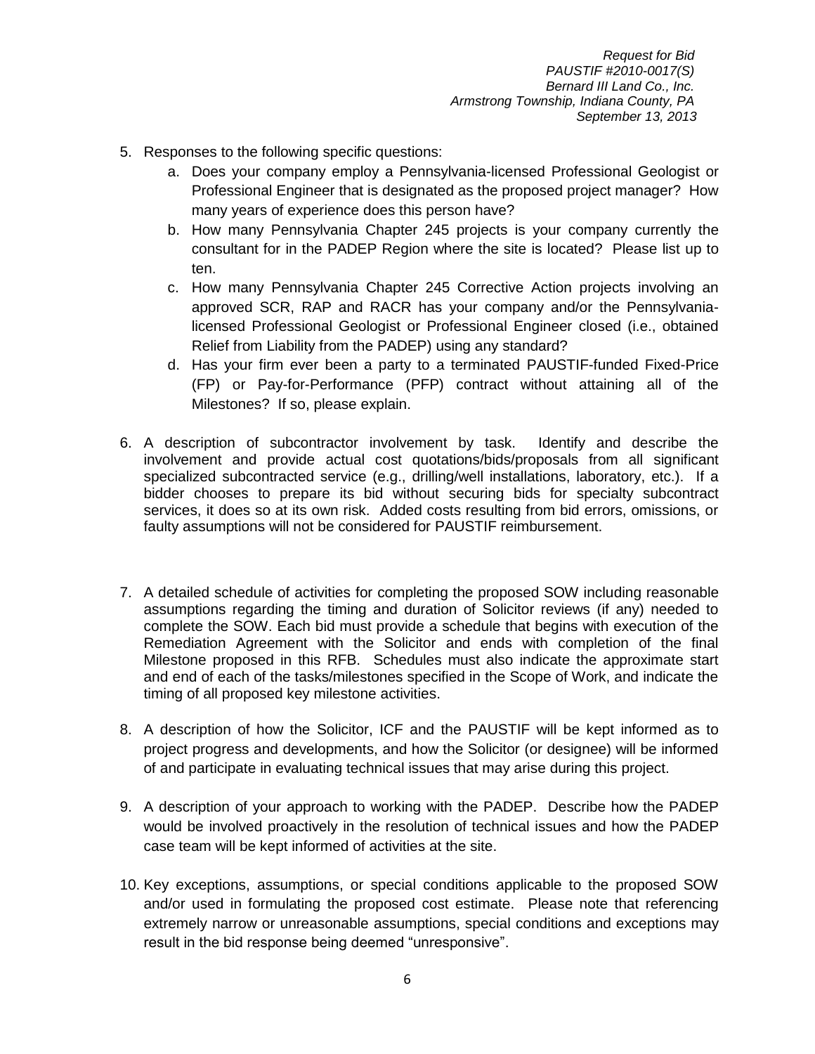5. Responses to the following specific questions:
   a. Does your company employ a Pennsylvania-licensed Professional Geologist or Professional Engineer that is designated as the proposed project manager? How many years of experience does this person have?
   b. How many Pennsylvania Chapter 245 projects is your company currently the consultant for in the PADEP Region where the site is located? Please list up to ten.
   c. How many Pennsylvania Chapter 245 Corrective Action projects involving an approved SCR, RAP and RACR has your company and/or the Pennsylvania-licensed Professional Geologist or Professional Engineer closed (i.e., obtained Relief from Liability from the PADEP) using any standard?
   d. Has your firm ever been a party to a terminated PAUSTIF-funded Fixed-Price (FP) or Pay-for-Performance (PFP) contract without attaining all of the Milestones? If so, please explain.

6. A description of subcontractor involvement by task. Identify and describe the involvement and provide actual cost quotations/bids/proposals from all significant specialized subcontracted service (e.g., drilling/well installations, laboratory, etc.). If a bidder chooses to prepare its bid without securing bids for specialty subcontract services, it does so at its own risk. Added costs resulting from bid errors, omissions, or faulty assumptions will not be considered for PAUSTIF reimbursement.

7. A detailed schedule of activities for completing the proposed SOW including reasonable assumptions regarding the timing and duration of Solicitor reviews (if any) needed to complete the SOW. Each bid must provide a schedule that begins with execution of the Remediation Agreement with the Solicitor and ends with completion of the final Milestone proposed in this RFB. Schedules must also indicate the approximate start and end of each of the tasks/milestones specified in the Scope of Work, and indicate the timing of all proposed key milestone activities.

8. A description of how the Solicitor, ICF and the PAUSTIF will be kept informed as to project progress and developments, and how the Solicitor (or designee) will be informed of and participate in evaluating technical issues that may arise during this project.

9. A description of your approach to working with the PADEP. Describe how the PADEP would be involved proactively in the resolution of technical issues and how the PADEP case team will be kept informed of activities at the site.

10. Key exceptions, assumptions, or special conditions applicable to the proposed SOW and/or used in formulating the proposed cost estimate. Please note that referencing extremely narrow or unreasonable assumptions, special conditions and exceptions may result in the bid response being deemed "unresponsive".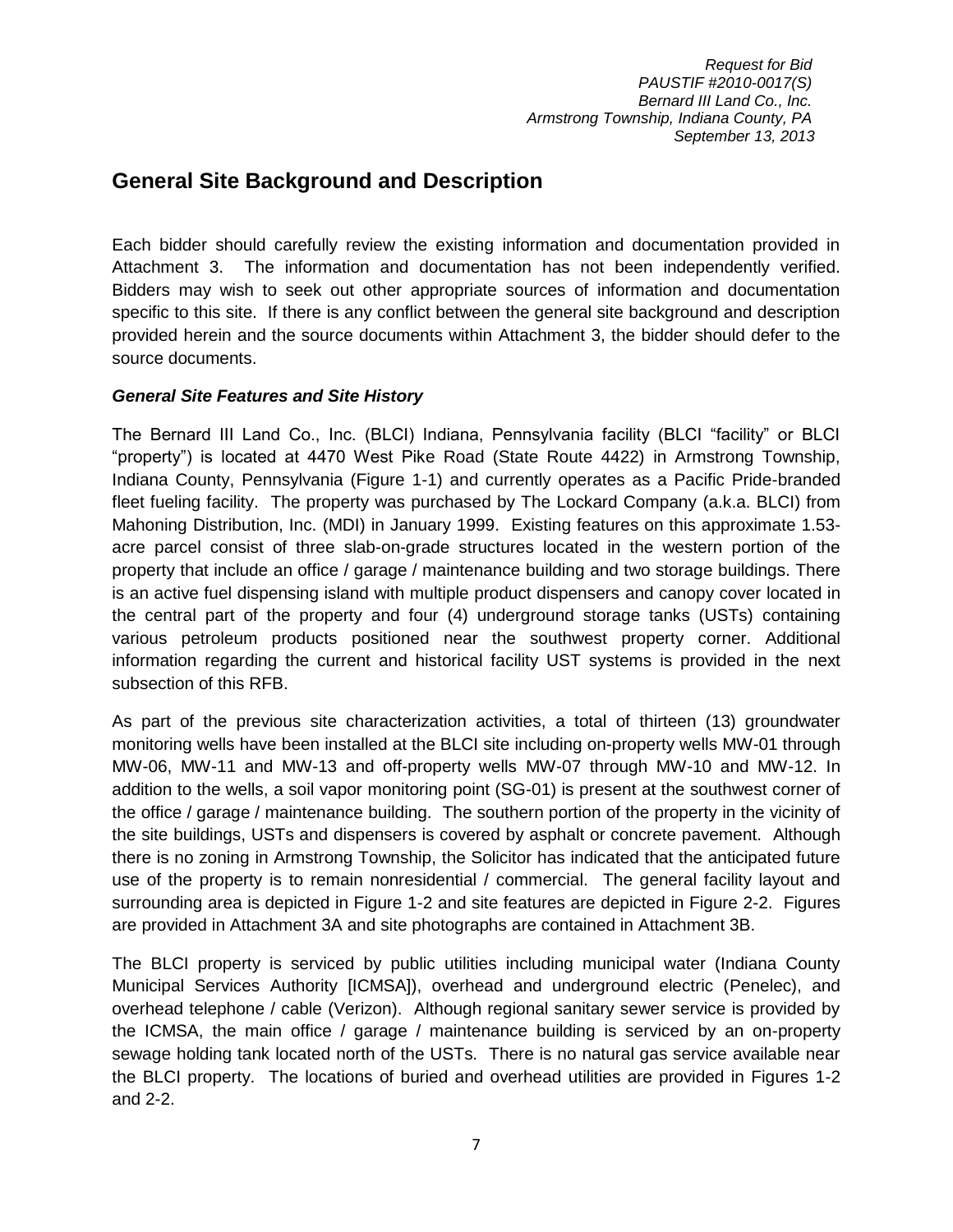## General Site Background and Description

Each bidder should carefully review the existing information and documentation provided in Attachment 3. The information and documentation has not been independently verified. Bidders may wish to seek out other appropriate sources of information and documentation specific to this site. If there is any conflict between the general site background and description provided herein and the source documents within Attachment 3, the bidder should defer to the source documents.

### *General Site Features and Site History*

The Bernard III Land Co., Inc. (BLCI) Indiana, Pennsylvania facility (BLCI "facility" or BLCI "property") is located at 4470 West Pike Road (State Route 4422) in Armstrong Township, Indiana County, Pennsylvania (Figure 1-1) and currently operates as a Pacific Pride-branded fleet fueling facility. The property was purchased by The Lockard Company (a.k.a. BLCI) from Mahoning Distribution, Inc. (MDI) in January 1999. Existing features on this approximate 1.53-acre parcel consist of three slab-on-grade structures located in the western portion of the property that include an office / garage / maintenance building and two storage buildings. There is an active fuel dispensing island with multiple product dispensers and canopy cover located in the central part of the property and four (4) underground storage tanks (USTs) containing various petroleum products positioned near the southwest property corner. Additional information regarding the current and historical facility UST systems is provided in the next subsection of this RFB.

As part of the previous site characterization activities, a total of thirteen (13) groundwater monitoring wells have been installed at the BLCI site including on-property wells MW-01 through MW-06, MW-11 and MW-13 and off-property wells MW-07 through MW-10 and MW-12. In addition to the wells, a soil vapor monitoring point (SG-01) is present at the southwest corner of the office / garage / maintenance building. The southern portion of the property in the vicinity of the site buildings, USTs and dispensers is covered by asphalt or concrete pavement. Although there is no zoning in Armstrong Township, the Solicitor has indicated that the anticipated future use of the property is to remain nonresidential / commercial. The general facility layout and surrounding area is depicted in Figure 1-2 and site features are depicted in Figure 2-2. Figures are provided in Attachment 3A and site photographs are contained in Attachment 3B.

The BLCI property is serviced by public utilities including municipal water (Indiana County Municipal Services Authority [ICMSA]), overhead and underground electric (Penelec), and overhead telephone / cable (Verizon). Although regional sanitary sewer service is provided by the ICMSA, the main office / garage / maintenance building is serviced by an on-property sewage holding tank located north of the USTs. There is no natural gas service available near the BLCI property. The locations of buried and overhead utilities are provided in Figures 1-2 and 2-2.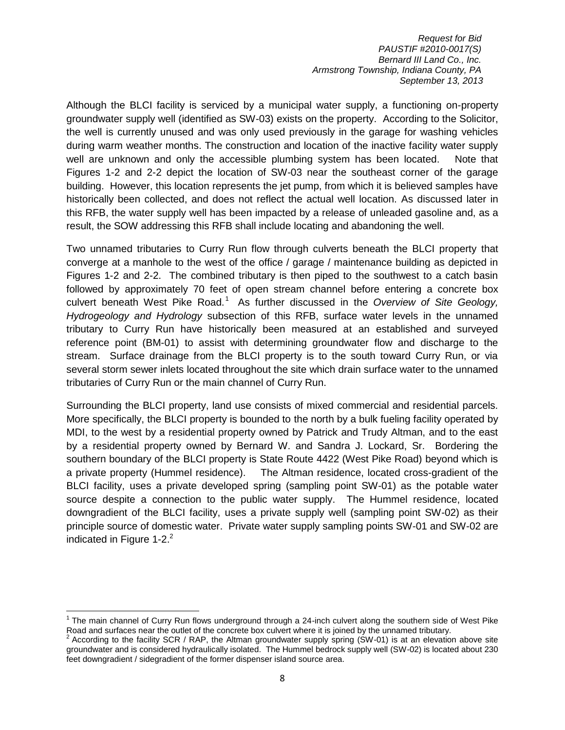Although the BLCI facility is serviced by a municipal water supply, a functioning on-property groundwater supply well (identified as SW-03) exists on the property. According to the Solicitor, the well is currently unused and was only used previously in the garage for washing vehicles during warm weather months. The construction and location of the inactive facility water supply well are unknown and only the accessible plumbing system has been located. Note that Figures 1-2 and 2-2 depict the location of SW-03 near the southeast corner of the garage building. However, this location represents the jet pump, from which it is believed samples have historically been collected, and does not reflect the actual well location. As discussed later in this RFB, the water supply well has been impacted by a release of unleaded gasoline and, as a result, the SOW addressing this RFB shall include locating and abandoning the well.

Two unnamed tributaries to Curry Run flow through culverts beneath the BLCI property that converge at a manhole to the west of the office / garage / maintenance building as depicted in Figures 1-2 and 2-2. The combined tributary is then piped to the southwest to a catch basin followed by approximately 70 feet of open stream channel before entering a concrete box culvert beneath West Pike Road.[1] As further discussed in the *Overview of Site Geology, Hydrogeology and Hydrology* subsection of this RFB, surface water levels in the unnamed tributary to Curry Run have historically been measured at an established and surveyed reference point (BM-01) to assist with determining groundwater flow and discharge to the stream. Surface drainage from the BLCI property is to the south toward Curry Run, or via several storm sewer inlets located throughout the site which drain surface water to the unnamed tributaries of Curry Run or the main channel of Curry Run.

Surrounding the BLCI property, land use consists of mixed commercial and residential parcels. More specifically, the BLCI property is bounded to the north by a bulk fueling facility operated by MDI, to the west by a residential property owned by Patrick and Trudy Altman, and to the east by a residential property owned by Bernard W. and Sandra J. Lockard, Sr. Bordering the southern boundary of the BLCI property is State Route 4422 (West Pike Road) beyond which is a private property (Hummel residence). The Altman residence, located cross-gradient of the BLCI facility, uses a private developed spring (sampling point SW-01) as the potable water source despite a connection to the public water supply. The Hummel residence, located downgradient of the BLCI facility, uses a private supply well (sampling point SW-02) as their principle source of domestic water. Private water supply sampling points SW-01 and SW-02 are indicated in Figure 1-2.[2]

---

[1] The main channel of Curry Run flows underground through a 24-inch culvert along the southern side of West Pike Road and surfaces near the outlet of the concrete box culvert where it is joined by the unnamed tributary.

[2] According to the facility SCR / RAP, the Altman groundwater supply spring (SW-01) is at an elevation above site groundwater and is considered hydraulically isolated. The Hummel bedrock supply well (SW-02) is located about 230 feet downgradient / sidegradient of the former dispenser island source area.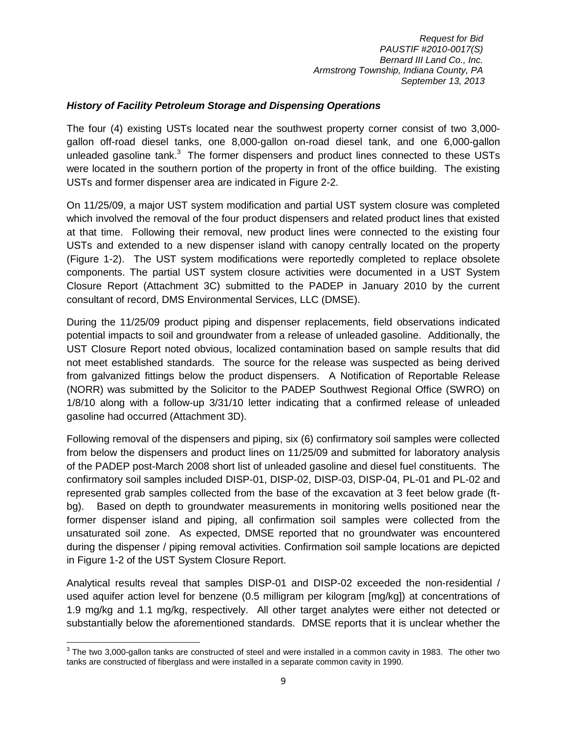### *History of Facility Petroleum Storage and Dispensing Operations*

The four (4) existing USTs located near the southwest property corner consist of two 3,000-gallon off-road diesel tanks, one 8,000-gallon on-road diesel tank, and one 6,000-gallon unleaded gasoline tank.[3] The former dispensers and product lines connected to these USTs were located in the southern portion of the property in front of the office building. The existing USTs and former dispenser area are indicated in Figure 2-2.

On 11/25/09, a major UST system modification and partial UST system closure was completed which involved the removal of the four product dispensers and related product lines that existed at that time. Following their removal, new product lines were connected to the existing four USTs and extended to a new dispenser island with canopy centrally located on the property (Figure 1-2). The UST system modifications were reportedly completed to replace obsolete components. The partial UST system closure activities were documented in a UST System Closure Report (Attachment 3C) submitted to the PADEP in January 2010 by the current consultant of record, DMS Environmental Services, LLC (DMSE).

During the 11/25/09 product piping and dispenser replacements, field observations indicated potential impacts to soil and groundwater from a release of unleaded gasoline. Additionally, the UST Closure Report noted obvious, localized contamination based on sample results that did not meet established standards. The source for the release was suspected as being derived from galvanized fittings below the product dispensers. A Notification of Reportable Release (NORR) was submitted by the Solicitor to the PADEP Southwest Regional Office (SWRO) on 1/8/10 along with a follow-up 3/31/10 letter indicating that a confirmed release of unleaded gasoline had occurred (Attachment 3D).

Following removal of the dispensers and piping, six (6) confirmatory soil samples were collected from below the dispensers and product lines on 11/25/09 and submitted for laboratory analysis of the PADEP post-March 2008 short list of unleaded gasoline and diesel fuel constituents. The confirmatory soil samples included DISP-01, DISP-02, DISP-03, DISP-04, PL-01 and PL-02 and represented grab samples collected from the base of the excavation at 3 feet below grade (ft-bg). Based on depth to groundwater measurements in monitoring wells positioned near the former dispenser island and piping, all confirmation soil samples were collected from the unsaturated soil zone. As expected, DMSE reported that no groundwater was encountered during the dispenser / piping removal activities. Confirmation soil sample locations are depicted in Figure 1-2 of the UST System Closure Report.

Analytical results reveal that samples DISP-01 and DISP-02 exceeded the non-residential / used aquifer action level for benzene (0.5 milligram per kilogram [mg/kg]) at concentrations of 1.9 mg/kg and 1.1 mg/kg, respectively. All other target analytes were either not detected or substantially below the aforementioned standards. DMSE reports that it is unclear whether the

---

[3] The two 3,000-gallon tanks are constructed of steel and were installed in a common cavity in 1983. The other two tanks are constructed of fiberglass and were installed in a separate common cavity in 1990.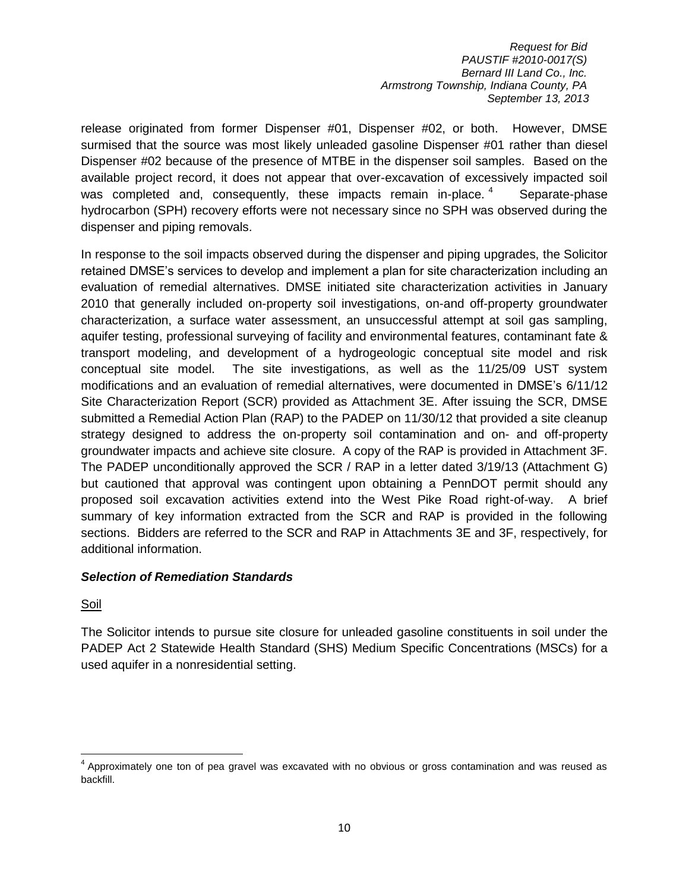release originated from former Dispenser #01, Dispenser #02, or both. However, DMSE surmised that the source was most likely unleaded gasoline Dispenser #01 rather than diesel Dispenser #02 because of the presence of MTBE in the dispenser soil samples. Based on the available project record, it does not appear that over-excavation of excessively impacted soil was completed and, consequently, these impacts remain in-place.[4] Separate-phase hydrocarbon (SPH) recovery efforts were not necessary since no SPH was observed during the dispenser and piping removals.

In response to the soil impacts observed during the dispenser and piping upgrades, the Solicitor retained DMSE's services to develop and implement a plan for site characterization including an evaluation of remedial alternatives. DMSE initiated site characterization activities in January 2010 that generally included on-property soil investigations, on-and off-property groundwater characterization, a surface water assessment, an unsuccessful attempt at soil gas sampling, aquifer testing, professional surveying of facility and environmental features, contaminant fate & transport modeling, and development of a hydrogeologic conceptual site model and risk conceptual site model. The site investigations, as well as the 11/25/09 UST system modifications and an evaluation of remedial alternatives, were documented in DMSE's 6/11/12 Site Characterization Report (SCR) provided as Attachment 3E. After issuing the SCR, DMSE submitted a Remedial Action Plan (RAP) to the PADEP on 11/30/12 that provided a site cleanup strategy designed to address the on-property soil contamination and on- and off-property groundwater impacts and achieve site closure. A copy of the RAP is provided in Attachment 3F. The PADEP unconditionally approved the SCR / RAP in a letter dated 3/19/13 (Attachment G) but cautioned that approval was contingent upon obtaining a PennDOT permit should any proposed soil excavation activities extend into the West Pike Road right-of-way. A brief summary of key information extracted from the SCR and RAP is provided in the following sections. Bidders are referred to the SCR and RAP in Attachments 3E and 3F, respectively, for additional information.

### *Selection of Remediation Standards*

<u>Soil</u>

The Solicitor intends to pursue site closure for unleaded gasoline constituents in soil under the PADEP Act 2 Statewide Health Standard (SHS) Medium Specific Concentrations (MSCs) for a used aquifer in a nonresidential setting.

---

[4] Approximately one ton of pea gravel was excavated with no obvious or gross contamination and was reused as backfill.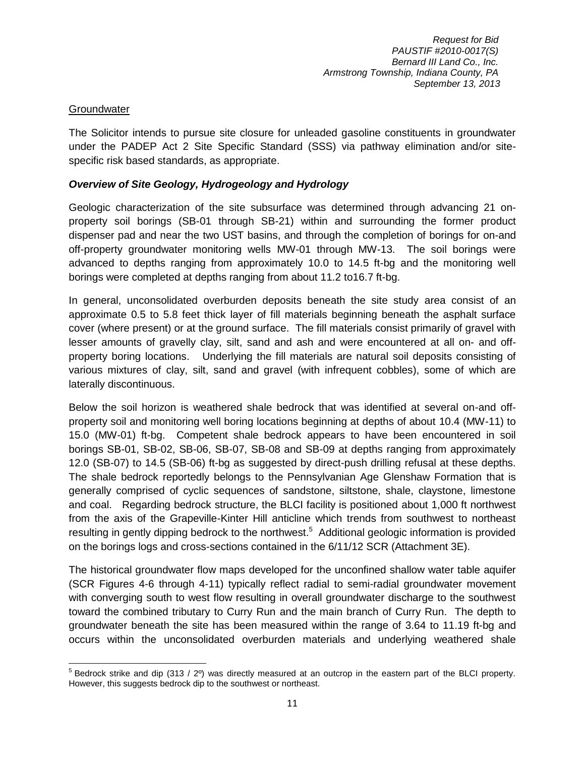## Groundwater

The Solicitor intends to pursue site closure for unleaded gasoline constituents in groundwater under the PADEP Act 2 Site Specific Standard (SSS) via pathway elimination and/or site-specific risk based standards, as appropriate.

### ***Overview of Site Geology, Hydrogeology and Hydrology***

Geologic characterization of the site subsurface was determined through advancing 21 on-property soil borings (SB-01 through SB-21) within and surrounding the former product dispenser pad and near the two UST basins, and through the completion of borings for on-and off-property groundwater monitoring wells MW-01 through MW-13. The soil borings were advanced to depths ranging from approximately 10.0 to 14.5 ft-bg and the monitoring well borings were completed at depths ranging from about 11.2 to16.7 ft-bg.

In general, unconsolidated overburden deposits beneath the site study area consist of an approximate 0.5 to 5.8 feet thick layer of fill materials beginning beneath the asphalt surface cover (where present) or at the ground surface. The fill materials consist primarily of gravel with lesser amounts of gravelly clay, silt, sand and ash and were encountered at all on- and off-property boring locations. Underlying the fill materials are natural soil deposits consisting of various mixtures of clay, silt, sand and gravel (with infrequent cobbles), some of which are laterally discontinuous.

Below the soil horizon is weathered shale bedrock that was identified at several on-and off-property soil and monitoring well boring locations beginning at depths of about 10.4 (MW-11) to 15.0 (MW-01) ft-bg. Competent shale bedrock appears to have been encountered in soil borings SB-01, SB-02, SB-06, SB-07, SB-08 and SB-09 at depths ranging from approximately 12.0 (SB-07) to 14.5 (SB-06) ft-bg as suggested by direct-push drilling refusal at these depths. The shale bedrock reportedly belongs to the Pennsylvanian Age Glenshaw Formation that is generally comprised of cyclic sequences of sandstone, siltstone, shale, claystone, limestone and coal. Regarding bedrock structure, the BLCI facility is positioned about 1,000 ft northwest from the axis of the Grapeville-Kinter Hill anticline which trends from southwest to northeast resulting in gently dipping bedrock to the northwest.[5] Additional geologic information is provided on the borings logs and cross-sections contained in the 6/11/12 SCR (Attachment 3E).

The historical groundwater flow maps developed for the unconfined shallow water table aquifer (SCR Figures 4-6 through 4-11) typically reflect radial to semi-radial groundwater movement with converging south to west flow resulting in overall groundwater discharge to the southwest toward the combined tributary to Curry Run and the main branch of Curry Run. The depth to groundwater beneath the site has been measured within the range of 3.64 to 11.19 ft-bg and occurs within the unconsolidated overburden materials and underlying weathered shale

---

[5] Bedrock strike and dip (313 / 2º) was directly measured at an outcrop in the eastern part of the BLCI property. However, this suggests bedrock dip to the southwest or northeast.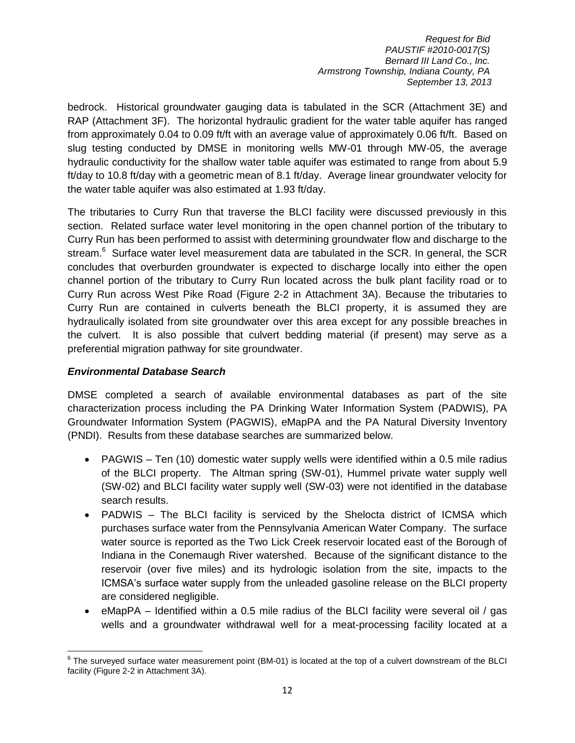bedrock. Historical groundwater gauging data is tabulated in the SCR (Attachment 3E) and RAP (Attachment 3F). The horizontal hydraulic gradient for the water table aquifer has ranged from approximately 0.04 to 0.09 ft/ft with an average value of approximately 0.06 ft/ft. Based on slug testing conducted by DMSE in monitoring wells MW-01 through MW-05, the average hydraulic conductivity for the shallow water table aquifer was estimated to range from about 5.9 ft/day to 10.8 ft/day with a geometric mean of 8.1 ft/day. Average linear groundwater velocity for the water table aquifer was also estimated at 1.93 ft/day.

The tributaries to Curry Run that traverse the BLCI facility were discussed previously in this section. Related surface water level monitoring in the open channel portion of the tributary to Curry Run has been performed to assist with determining groundwater flow and discharge to the stream.[6] Surface water level measurement data are tabulated in the SCR. In general, the SCR concludes that overburden groundwater is expected to discharge locally into either the open channel portion of the tributary to Curry Run located across the bulk plant facility road or to Curry Run across West Pike Road (Figure 2-2 in Attachment 3A). Because the tributaries to Curry Run are contained in culverts beneath the BLCI property, it is assumed they are hydraulically isolated from site groundwater over this area except for any possible breaches in the culvert. It is also possible that culvert bedding material (if present) may serve as a preferential migration pathway for site groundwater.

### *Environmental Database Search*

DMSE completed a search of available environmental databases as part of the site characterization process including the PA Drinking Water Information System (PADWIS), PA Groundwater Information System (PAGWIS), eMapPA and the PA Natural Diversity Inventory (PNDI). Results from these database searches are summarized below.

- PAGWIS – Ten (10) domestic water supply wells were identified within a 0.5 mile radius of the BLCI property. The Altman spring (SW-01), Hummel private water supply well (SW-02) and BLCI facility water supply well (SW-03) were not identified in the database search results.
- PADWIS – The BLCI facility is serviced by the Shelocta district of ICMSA which purchases surface water from the Pennsylvania American Water Company. The surface water source is reported as the Two Lick Creek reservoir located east of the Borough of Indiana in the Conemaugh River watershed. Because of the significant distance to the reservoir (over five miles) and its hydrologic isolation from the site, impacts to the ICMSA's surface water supply from the unleaded gasoline release on the BLCI property are considered negligible.
- eMapPA – Identified within a 0.5 mile radius of the BLCI facility were several oil / gas wells and a groundwater withdrawal well for a meat-processing facility located at a

---

[6] The surveyed surface water measurement point (BM-01) is located at the top of a culvert downstream of the BLCI facility (Figure 2-2 in Attachment 3A).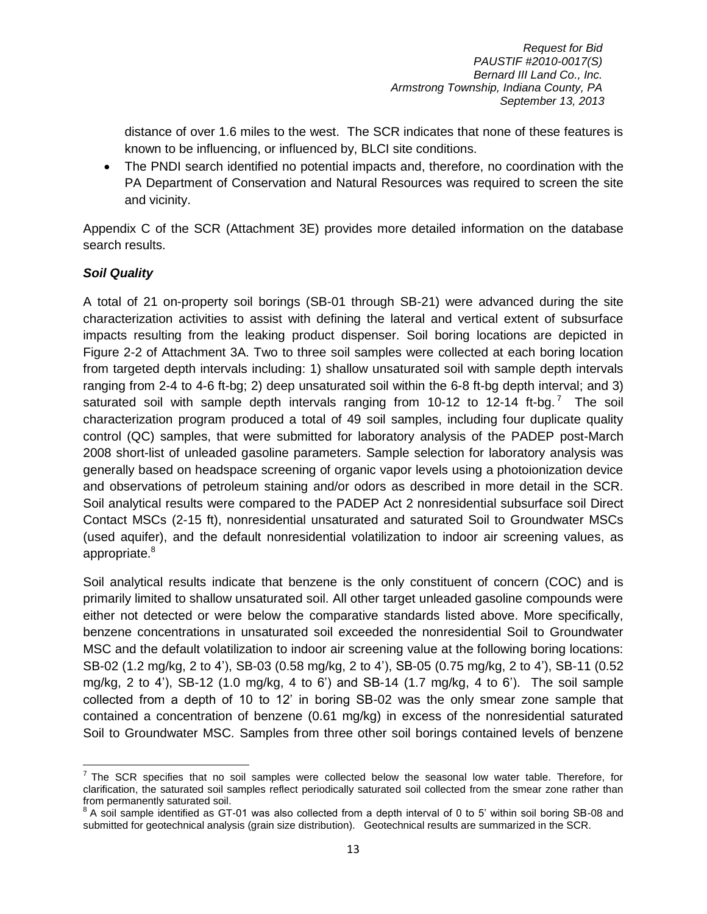distance of over 1.6 miles to the west. The SCR indicates that none of these features is known to be influencing, or influenced by, BLCI site conditions.

- The PNDI search identified no potential impacts and, therefore, no coordination with the PA Department of Conservation and Natural Resources was required to screen the site and vicinity.

Appendix C of the SCR (Attachment 3E) provides more detailed information on the database search results.

***Soil Quality***

A total of 21 on-property soil borings (SB-01 through SB-21) were advanced during the site characterization activities to assist with defining the lateral and vertical extent of subsurface impacts resulting from the leaking product dispenser. Soil boring locations are depicted in Figure 2-2 of Attachment 3A. Two to three soil samples were collected at each boring location from targeted depth intervals including: 1) shallow unsaturated soil with sample depth intervals ranging from 2-4 to 4-6 ft-bg; 2) deep unsaturated soil within the 6-8 ft-bg depth interval; and 3) saturated soil with sample depth intervals ranging from 10-12 to 12-14 ft-bg.[7] The soil characterization program produced a total of 49 soil samples, including four duplicate quality control (QC) samples, that were submitted for laboratory analysis of the PADEP post-March 2008 short-list of unleaded gasoline parameters. Sample selection for laboratory analysis was generally based on headspace screening of organic vapor levels using a photoionization device and observations of petroleum staining and/or odors as described in more detail in the SCR. Soil analytical results were compared to the PADEP Act 2 nonresidential subsurface soil Direct Contact MSCs (2-15 ft), nonresidential unsaturated and saturated Soil to Groundwater MSCs (used aquifer), and the default nonresidential volatilization to indoor air screening values, as appropriate.[8]

Soil analytical results indicate that benzene is the only constituent of concern (COC) and is primarily limited to shallow unsaturated soil. All other target unleaded gasoline compounds were either not detected or were below the comparative standards listed above. More specifically, benzene concentrations in unsaturated soil exceeded the nonresidential Soil to Groundwater MSC and the default volatilization to indoor air screening value at the following boring locations: SB-02 (1.2 mg/kg, 2 to 4'), SB-03 (0.58 mg/kg, 2 to 4'), SB-05 (0.75 mg/kg, 2 to 4'), SB-11 (0.52 mg/kg, 2 to 4'), SB-12 (1.0 mg/kg, 4 to 6') and SB-14 (1.7 mg/kg, 4 to 6'). The soil sample collected from a depth of 10 to 12' in boring SB-02 was the only smear zone sample that contained a concentration of benzene (0.61 mg/kg) in excess of the nonresidential saturated Soil to Groundwater MSC. Samples from three other soil borings contained levels of benzene

---

[7] The SCR specifies that no soil samples were collected below the seasonal low water table. Therefore, for clarification, the saturated soil samples reflect periodically saturated soil collected from the smear zone rather than from permanently saturated soil.

[8] A soil sample identified as GT-01 was also collected from a depth interval of 0 to 5' within soil boring SB-08 and submitted for geotechnical analysis (grain size distribution). Geotechnical results are summarized in the SCR.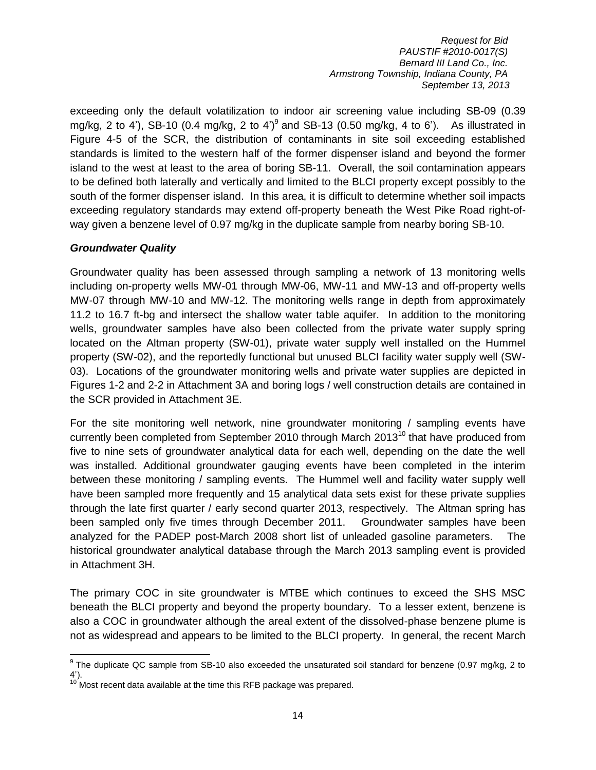exceeding only the default volatilization to indoor air screening value including SB-09 (0.39 mg/kg, 2 to 4'), SB-10 (0.4 mg/kg, 2 to 4')[9] and SB-13 (0.50 mg/kg, 4 to 6'). As illustrated in Figure 4-5 of the SCR, the distribution of contaminants in site soil exceeding established standards is limited to the western half of the former dispenser island and beyond the former island to the west at least to the area of boring SB-11. Overall, the soil contamination appears to be defined both laterally and vertically and limited to the BLCI property except possibly to the south of the former dispenser island. In this area, it is difficult to determine whether soil impacts exceeding regulatory standards may extend off-property beneath the West Pike Road right-of-way given a benzene level of 0.97 mg/kg in the duplicate sample from nearby boring SB-10.

### *Groundwater Quality*

Groundwater quality has been assessed through sampling a network of 13 monitoring wells including on-property wells MW-01 through MW-06, MW-11 and MW-13 and off-property wells MW-07 through MW-10 and MW-12. The monitoring wells range in depth from approximately 11.2 to 16.7 ft-bg and intersect the shallow water table aquifer. In addition to the monitoring wells, groundwater samples have also been collected from the private water supply spring located on the Altman property (SW-01), private water supply well installed on the Hummel property (SW-02), and the reportedly functional but unused BLCI facility water supply well (SW-03). Locations of the groundwater monitoring wells and private water supplies are depicted in Figures 1-2 and 2-2 in Attachment 3A and boring logs / well construction details are contained in the SCR provided in Attachment 3E.

For the site monitoring well network, nine groundwater monitoring / sampling events have currently been completed from September 2010 through March 2013[10] that have produced from five to nine sets of groundwater analytical data for each well, depending on the date the well was installed. Additional groundwater gauging events have been completed in the interim between these monitoring / sampling events. The Hummel well and facility water supply well have been sampled more frequently and 15 analytical data sets exist for these private supplies through the late first quarter / early second quarter 2013, respectively. The Altman spring has been sampled only five times through December 2011. Groundwater samples have been analyzed for the PADEP post-March 2008 short list of unleaded gasoline parameters. The historical groundwater analytical database through the March 2013 sampling event is provided in Attachment 3H.

The primary COC in site groundwater is MTBE which continues to exceed the SHS MSC beneath the BLCI property and beyond the property boundary. To a lesser extent, benzene is also a COC in groundwater although the areal extent of the dissolved-phase benzene plume is not as widespread and appears to be limited to the BLCI property. In general, the recent March

---

[9] The duplicate QC sample from SB-10 also exceeded the unsaturated soil standard for benzene (0.97 mg/kg, 2 to 4').

[10] Most recent data available at the time this RFB package was prepared.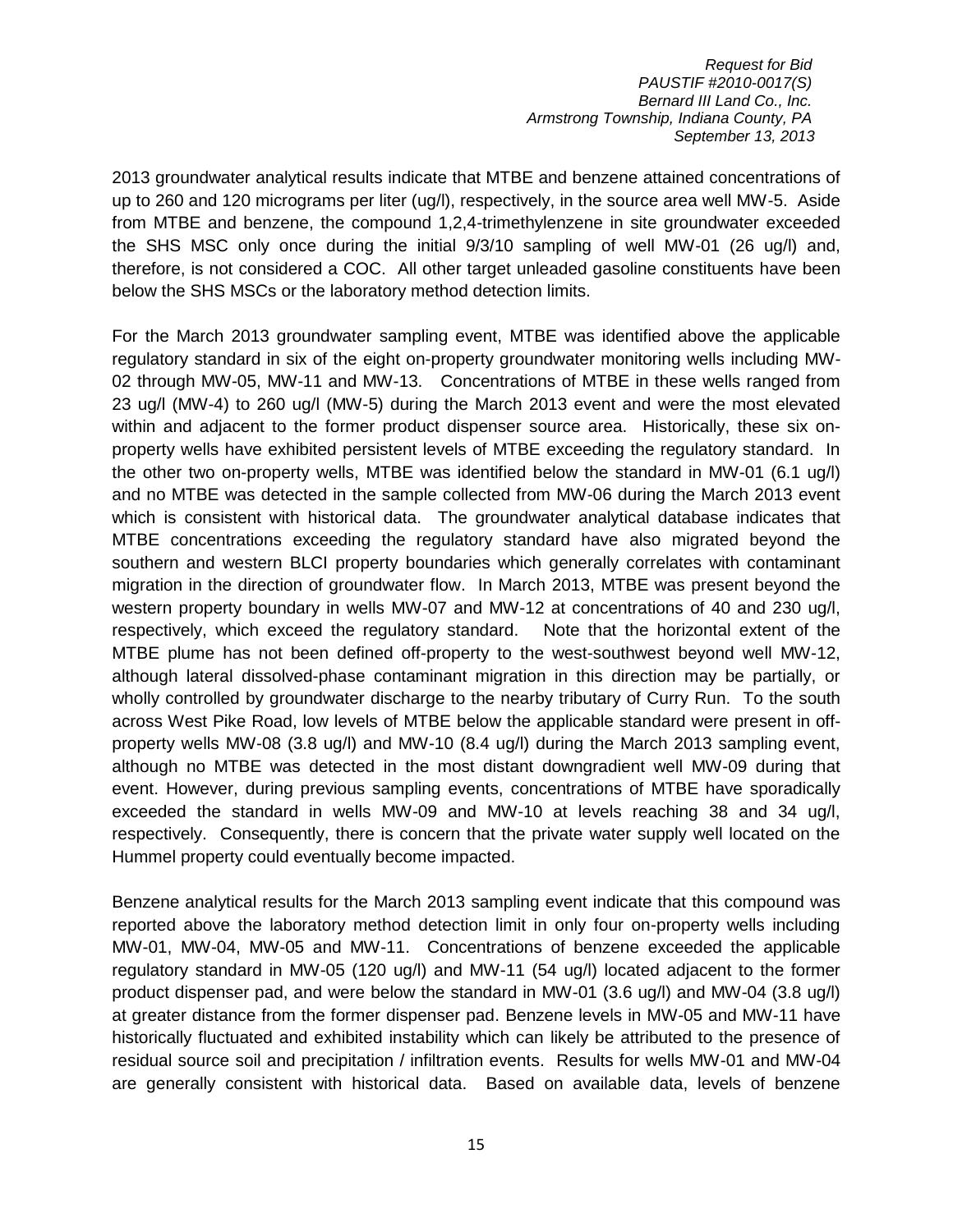2013 groundwater analytical results indicate that MTBE and benzene attained concentrations of up to 260 and 120 micrograms per liter (ug/l), respectively, in the source area well MW-5. Aside from MTBE and benzene, the compound 1,2,4-trimethylenzene in site groundwater exceeded the SHS MSC only once during the initial 9/3/10 sampling of well MW-01 (26 ug/l) and, therefore, is not considered a COC. All other target unleaded gasoline constituents have been below the SHS MSCs or the laboratory method detection limits.

For the March 2013 groundwater sampling event, MTBE was identified above the applicable regulatory standard in six of the eight on-property groundwater monitoring wells including MW-02 through MW-05, MW-11 and MW-13. Concentrations of MTBE in these wells ranged from 23 ug/l (MW-4) to 260 ug/l (MW-5) during the March 2013 event and were the most elevated within and adjacent to the former product dispenser source area. Historically, these six on-property wells have exhibited persistent levels of MTBE exceeding the regulatory standard. In the other two on-property wells, MTBE was identified below the standard in MW-01 (6.1 ug/l) and no MTBE was detected in the sample collected from MW-06 during the March 2013 event which is consistent with historical data. The groundwater analytical database indicates that MTBE concentrations exceeding the regulatory standard have also migrated beyond the southern and western BLCI property boundaries which generally correlates with contaminant migration in the direction of groundwater flow. In March 2013, MTBE was present beyond the western property boundary in wells MW-07 and MW-12 at concentrations of 40 and 230 ug/l, respectively, which exceed the regulatory standard. Note that the horizontal extent of the MTBE plume has not been defined off-property to the west-southwest beyond well MW-12, although lateral dissolved-phase contaminant migration in this direction may be partially, or wholly controlled by groundwater discharge to the nearby tributary of Curry Run. To the south across West Pike Road, low levels of MTBE below the applicable standard were present in off-property wells MW-08 (3.8 ug/l) and MW-10 (8.4 ug/l) during the March 2013 sampling event, although no MTBE was detected in the most distant downgradient well MW-09 during that event. However, during previous sampling events, concentrations of MTBE have sporadically exceeded the standard in wells MW-09 and MW-10 at levels reaching 38 and 34 ug/l, respectively. Consequently, there is concern that the private water supply well located on the Hummel property could eventually become impacted.

Benzene analytical results for the March 2013 sampling event indicate that this compound was reported above the laboratory method detection limit in only four on-property wells including MW-01, MW-04, MW-05 and MW-11. Concentrations of benzene exceeded the applicable regulatory standard in MW-05 (120 ug/l) and MW-11 (54 ug/l) located adjacent to the former product dispenser pad, and were below the standard in MW-01 (3.6 ug/l) and MW-04 (3.8 ug/l) at greater distance from the former dispenser pad. Benzene levels in MW-05 and MW-11 have historically fluctuated and exhibited instability which can likely be attributed to the presence of residual source soil and precipitation / infiltration events. Results for wells MW-01 and MW-04 are generally consistent with historical data. Based on available data, levels of benzene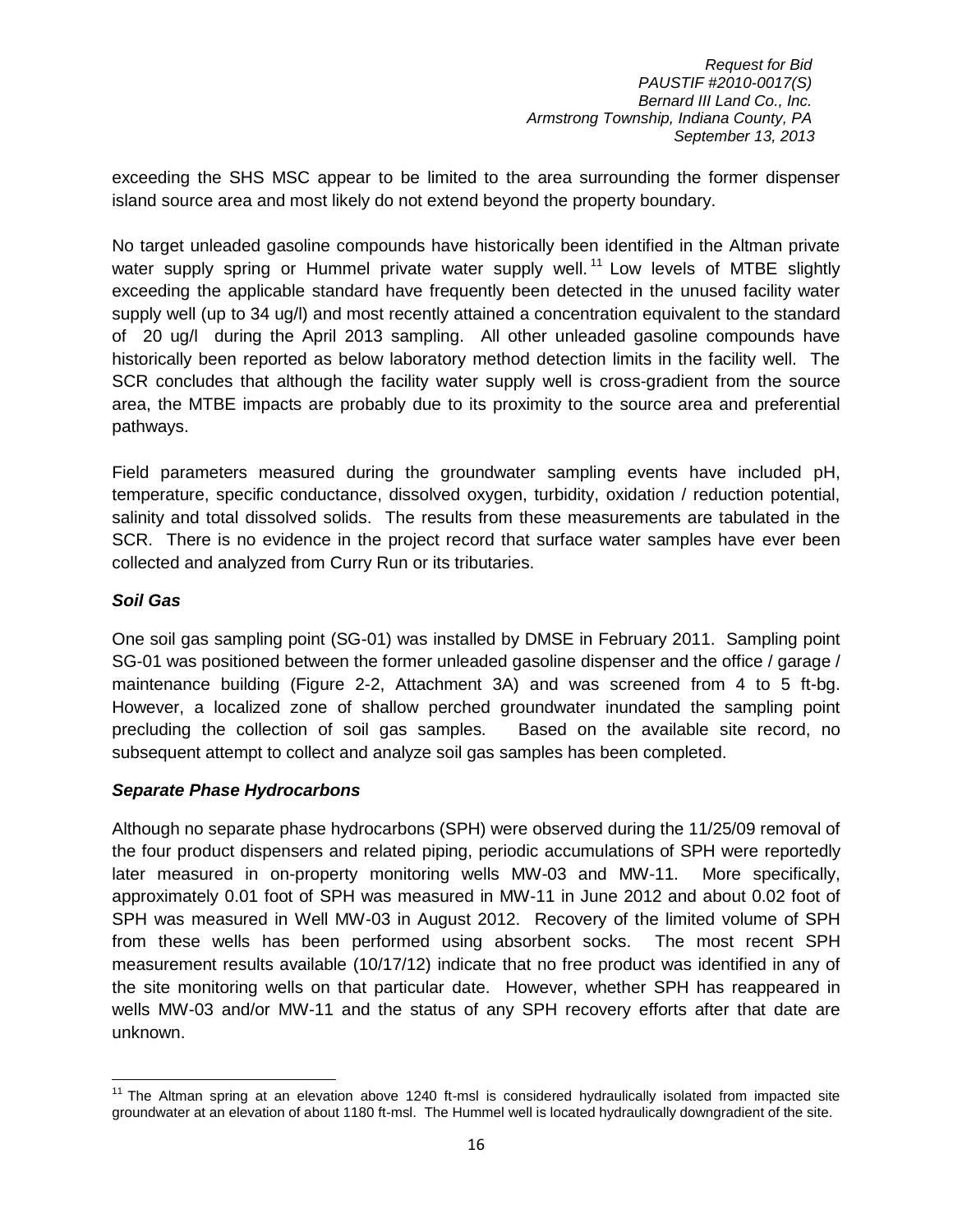exceeding the SHS MSC appear to be limited to the area surrounding the former dispenser island source area and most likely do not extend beyond the property boundary.

No target unleaded gasoline compounds have historically been identified in the Altman private water supply spring or Hummel private water supply well.[11] Low levels of MTBE slightly exceeding the applicable standard have frequently been detected in the unused facility water supply well (up to 34 ug/l) and most recently attained a concentration equivalent to the standard of 20 ug/l during the April 2013 sampling. All other unleaded gasoline compounds have historically been reported as below laboratory method detection limits in the facility well. The SCR concludes that although the facility water supply well is cross-gradient from the source area, the MTBE impacts are probably due to its proximity to the source area and preferential pathways.

Field parameters measured during the groundwater sampling events have included pH, temperature, specific conductance, dissolved oxygen, turbidity, oxidation / reduction potential, salinity and total dissolved solids. The results from these measurements are tabulated in the SCR. There is no evidence in the project record that surface water samples have ever been collected and analyzed from Curry Run or its tributaries.

***Soil Gas***

One soil gas sampling point (SG-01) was installed by DMSE in February 2011. Sampling point SG-01 was positioned between the former unleaded gasoline dispenser and the office / garage / maintenance building (Figure 2-2, Attachment 3A) and was screened from 4 to 5 ft-bg. However, a localized zone of shallow perched groundwater inundated the sampling point precluding the collection of soil gas samples. Based on the available site record, no subsequent attempt to collect and analyze soil gas samples has been completed.

***Separate Phase Hydrocarbons***

Although no separate phase hydrocarbons (SPH) were observed during the 11/25/09 removal of the four product dispensers and related piping, periodic accumulations of SPH were reportedly later measured in on-property monitoring wells MW-03 and MW-11. More specifically, approximately 0.01 foot of SPH was measured in MW-11 in June 2012 and about 0.02 foot of SPH was measured in Well MW-03 in August 2012. Recovery of the limited volume of SPH from these wells has been performed using absorbent socks. The most recent SPH measurement results available (10/17/12) indicate that no free product was identified in any of the site monitoring wells on that particular date. However, whether SPH has reappeared in wells MW-03 and/or MW-11 and the status of any SPH recovery efforts after that date are unknown.

[11] The Altman spring at an elevation above 1240 ft-msl is considered hydraulically isolated from impacted site groundwater at an elevation of about 1180 ft-msl. The Hummel well is located hydraulically downgradient of the site.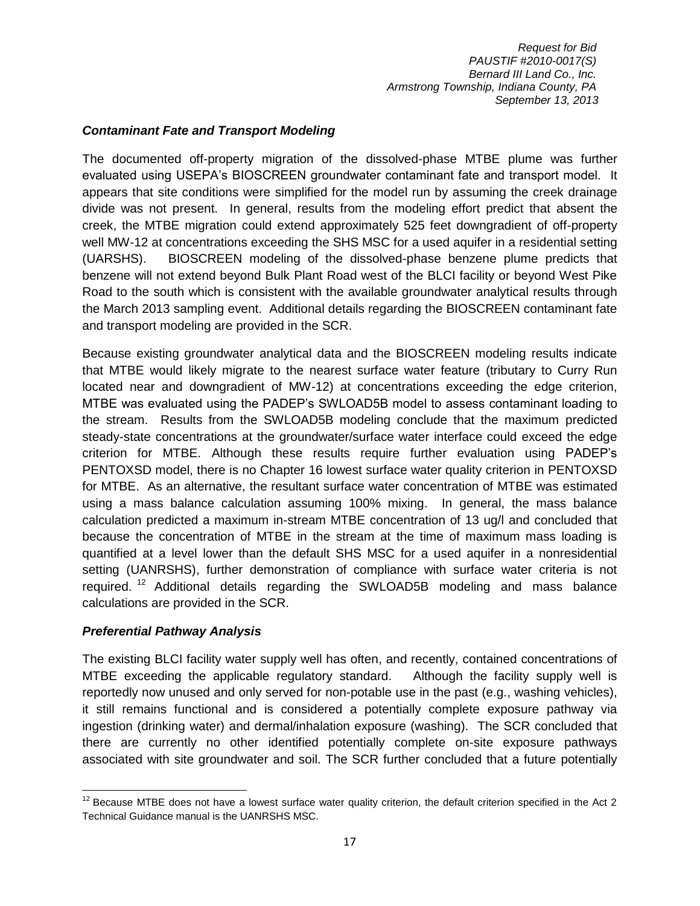### *Contaminant Fate and Transport Modeling*

The documented off-property migration of the dissolved-phase MTBE plume was further evaluated using USEPA's BIOSCREEN groundwater contaminant fate and transport model. It appears that site conditions were simplified for the model run by assuming the creek drainage divide was not present. In general, results from the modeling effort predict that absent the creek, the MTBE migration could extend approximately 525 feet downgradient of off-property well MW-12 at concentrations exceeding the SHS MSC for a used aquifer in a residential setting (UARSHS). BIOSCREEN modeling of the dissolved-phase benzene plume predicts that benzene will not extend beyond Bulk Plant Road west of the BLCI facility or beyond West Pike Road to the south which is consistent with the available groundwater analytical results through the March 2013 sampling event. Additional details regarding the BIOSCREEN contaminant fate and transport modeling are provided in the SCR.

Because existing groundwater analytical data and the BIOSCREEN modeling results indicate that MTBE would likely migrate to the nearest surface water feature (tributary to Curry Run located near and downgradient of MW-12) at concentrations exceeding the edge criterion, MTBE was evaluated using the PADEP's SWLOAD5B model to assess contaminant loading to the stream. Results from the SWLOAD5B modeling conclude that the maximum predicted steady-state concentrations at the groundwater/surface water interface could exceed the edge criterion for MTBE. Although these results require further evaluation using PADEP's PENTOXSD model, there is no Chapter 16 lowest surface water quality criterion in PENTOXSD for MTBE. As an alternative, the resultant surface water concentration of MTBE was estimated using a mass balance calculation assuming 100% mixing. In general, the mass balance calculation predicted a maximum in-stream MTBE concentration of 13 ug/l and concluded that because the concentration of MTBE in the stream at the time of maximum mass loading is quantified at a level lower than the default SHS MSC for a used aquifer in a nonresidential setting (UANRSHS), further demonstration of compliance with surface water criteria is not required.[12] Additional details regarding the SWLOAD5B modeling and mass balance calculations are provided in the SCR.

### *Preferential Pathway Analysis*

The existing BLCI facility water supply well has often, and recently, contained concentrations of MTBE exceeding the applicable regulatory standard. Although the facility supply well is reportedly now unused and only served for non-potable use in the past (e.g., washing vehicles), it still remains functional and is considered a potentially complete exposure pathway via ingestion (drinking water) and dermal/inhalation exposure (washing). The SCR concluded that there are currently no other identified potentially complete on-site exposure pathways associated with site groundwater and soil. The SCR further concluded that a future potentially

[12] Because MTBE does not have a lowest surface water quality criterion, the default criterion specified in the Act 2 Technical Guidance manual is the UANRSHS MSC.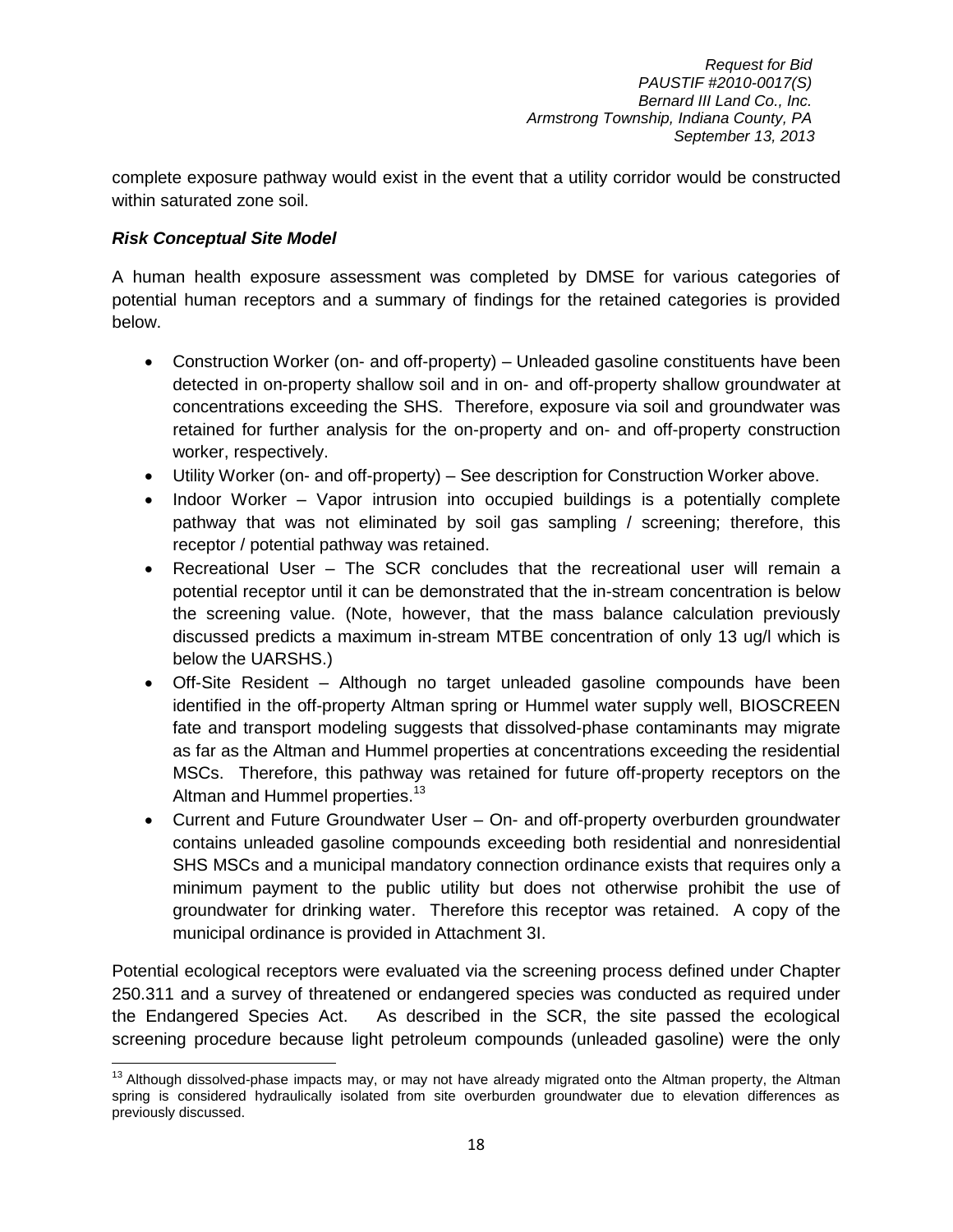complete exposure pathway would exist in the event that a utility corridor would be constructed within saturated zone soil.

***Risk Conceptual Site Model***

A human health exposure assessment was completed by DMSE for various categories of potential human receptors and a summary of findings for the retained categories is provided below.

- Construction Worker (on- and off-property) – Unleaded gasoline constituents have been detected in on-property shallow soil and in on- and off-property shallow groundwater at concentrations exceeding the SHS. Therefore, exposure via soil and groundwater was retained for further analysis for the on-property and on- and off-property construction worker, respectively.
- Utility Worker (on- and off-property) – See description for Construction Worker above.
- Indoor Worker – Vapor intrusion into occupied buildings is a potentially complete pathway that was not eliminated by soil gas sampling / screening; therefore, this receptor / potential pathway was retained.
- Recreational User – The SCR concludes that the recreational user will remain a potential receptor until it can be demonstrated that the in-stream concentration is below the screening value. (Note, however, that the mass balance calculation previously discussed predicts a maximum in-stream MTBE concentration of only 13 ug/l which is below the UARSHS.)
- Off-Site Resident – Although no target unleaded gasoline compounds have been identified in the off-property Altman spring or Hummel water supply well, BIOSCREEN fate and transport modeling suggests that dissolved-phase contaminants may migrate as far as the Altman and Hummel properties at concentrations exceeding the residential MSCs. Therefore, this pathway was retained for future off-property receptors on the Altman and Hummel properties.[13]
- Current and Future Groundwater User – On- and off-property overburden groundwater contains unleaded gasoline compounds exceeding both residential and nonresidential SHS MSCs and a municipal mandatory connection ordinance exists that requires only a minimum payment to the public utility but does not otherwise prohibit the use of groundwater for drinking water. Therefore this receptor was retained. A copy of the municipal ordinance is provided in Attachment 3I.

Potential ecological receptors were evaluated via the screening process defined under Chapter 250.311 and a survey of threatened or endangered species was conducted as required under the Endangered Species Act. As described in the SCR, the site passed the ecological screening procedure because light petroleum compounds (unleaded gasoline) were the only

[13] Although dissolved-phase impacts may, or may not have already migrated onto the Altman property, the Altman spring is considered hydraulically isolated from site overburden groundwater due to elevation differences as previously discussed.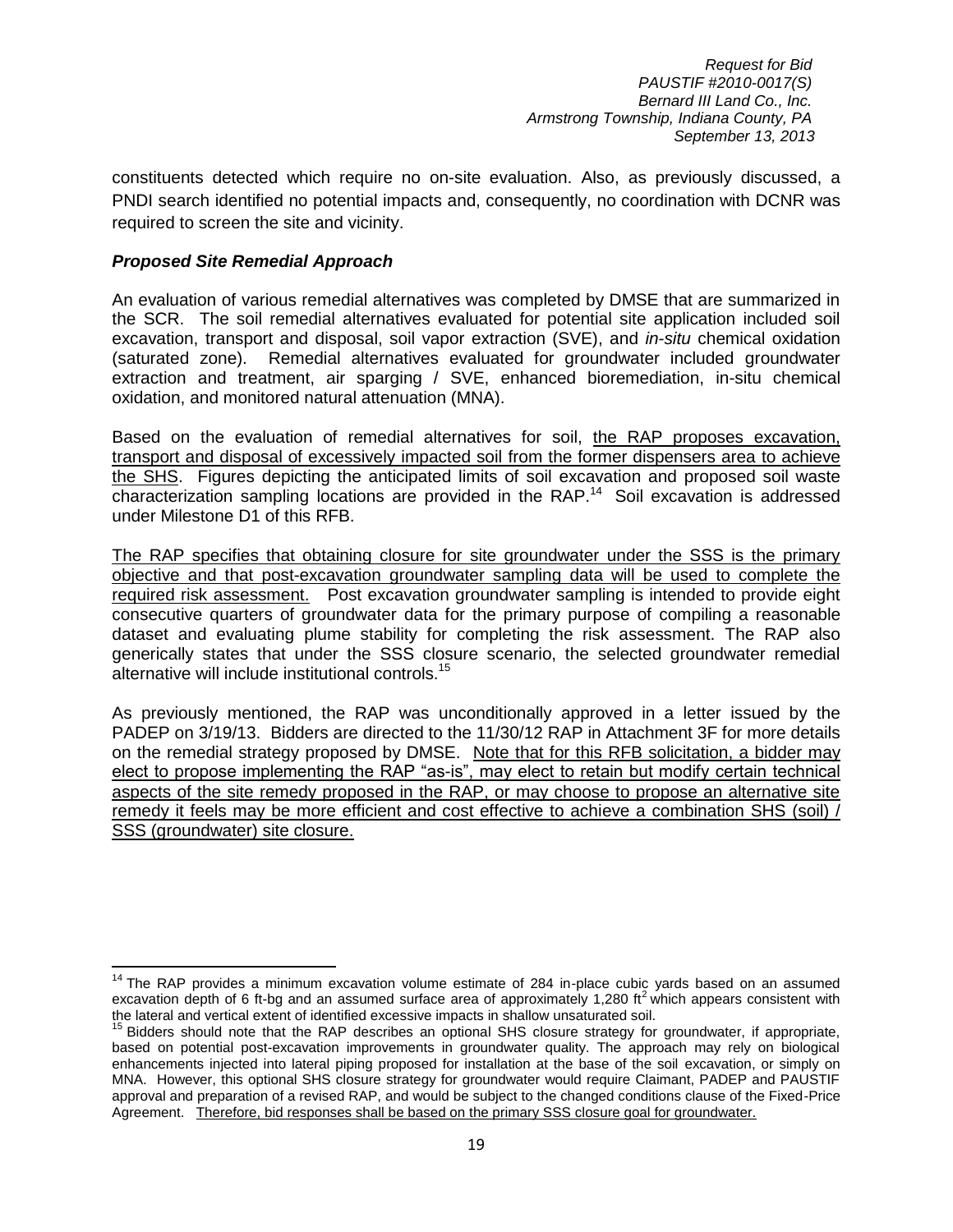constituents detected which require no on-site evaluation. Also, as previously discussed, a PNDI search identified no potential impacts and, consequently, no coordination with DCNR was required to screen the site and vicinity.

### *Proposed Site Remedial Approach*

An evaluation of various remedial alternatives was completed by DMSE that are summarized in the SCR. The soil remedial alternatives evaluated for potential site application included soil excavation, transport and disposal, soil vapor extraction (SVE), and *in-situ* chemical oxidation (saturated zone). Remedial alternatives evaluated for groundwater included groundwater extraction and treatment, air sparging / SVE, enhanced bioremediation, in-situ chemical oxidation, and monitored natural attenuation (MNA).

Based on the evaluation of remedial alternatives for soil, <u>the RAP proposes excavation, transport and disposal of excessively impacted soil from the former dispensers area to achieve the SHS</u>. Figures depicting the anticipated limits of soil excavation and proposed soil waste characterization sampling locations are provided in the RAP.[14] Soil excavation is addressed under Milestone D1 of this RFB.

<u>The RAP specifies that obtaining closure for site groundwater under the SSS is the primary objective and that post-excavation groundwater sampling data will be used to complete the required risk assessment.</u> Post excavation groundwater sampling is intended to provide eight consecutive quarters of groundwater data for the primary purpose of compiling a reasonable dataset and evaluating plume stability for completing the risk assessment. The RAP also generically states that under the SSS closure scenario, the selected groundwater remedial alternative will include institutional controls.[15]

As previously mentioned, the RAP was unconditionally approved in a letter issued by the PADEP on 3/19/13. Bidders are directed to the 11/30/12 RAP in Attachment 3F for more details on the remedial strategy proposed by DMSE. <u>Note that for this RFB solicitation, a bidder may elect to propose implementing the RAP "as-is", may elect to retain but modify certain technical aspects of the site remedy proposed in the RAP, or may choose to propose an alternative site remedy it feels may be more efficient and cost effective to achieve a combination SHS (soil) / SSS (groundwater) site closure.</u>

---

[14] The RAP provides a minimum excavation volume estimate of 284 in-place cubic yards based on an assumed excavation depth of 6 ft-bg and an assumed surface area of approximately 1,280 $ft^2$ which appears consistent with the lateral and vertical extent of identified excessive impacts in shallow unsaturated soil.

[15] Bidders should note that the RAP describes an optional SHS closure strategy for groundwater, if appropriate, based on potential post-excavation improvements in groundwater quality. The approach may rely on biological enhancements injected into lateral piping proposed for installation at the base of the soil excavation, or simply on MNA. However, this optional SHS closure strategy for groundwater would require Claimant, PADEP and PAUSTIF approval and preparation of a revised RAP, and would be subject to the changed conditions clause of the Fixed-Price Agreement. <u>Therefore, bid responses shall be based on the primary SSS closure goal for groundwater.</u>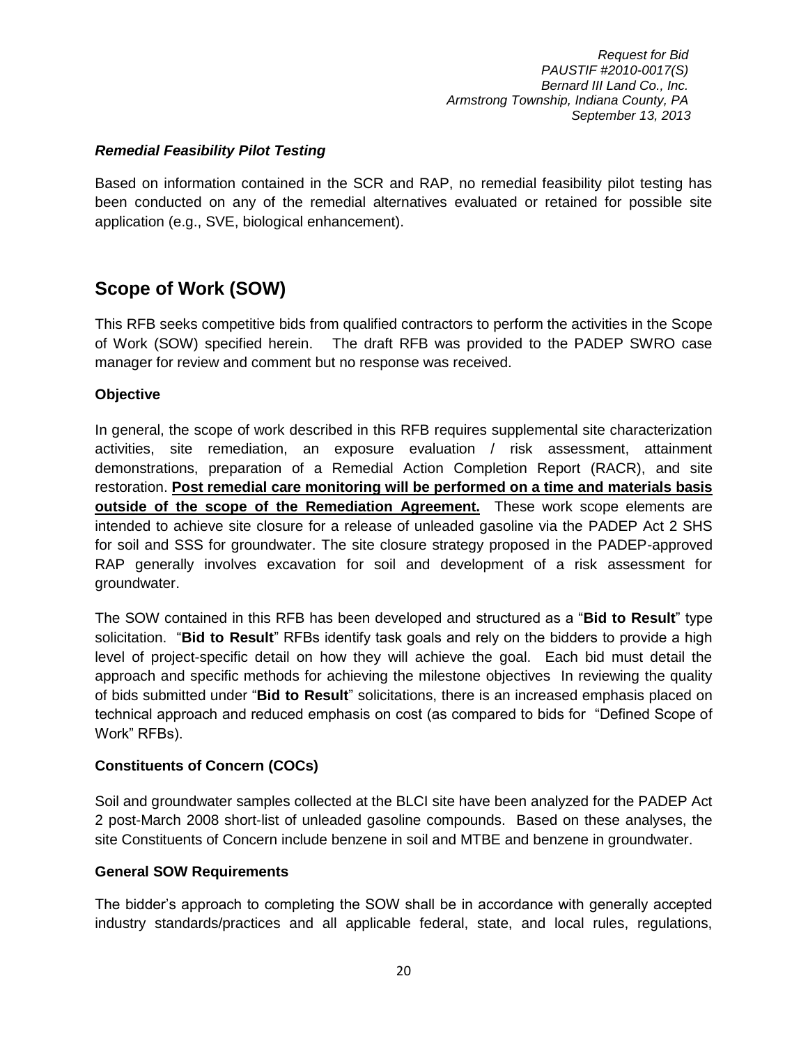### *Remedial Feasibility Pilot Testing*

Based on information contained in the SCR and RAP, no remedial feasibility pilot testing has been conducted on any of the remedial alternatives evaluated or retained for possible site application (e.g., SVE, biological enhancement).

## Scope of Work (SOW)

This RFB seeks competitive bids from qualified contractors to perform the activities in the Scope of Work (SOW) specified herein. The draft RFB was provided to the PADEP SWRO case manager for review and comment but no response was received.

### Objective

In general, the scope of work described in this RFB requires supplemental site characterization activities, site remediation, an exposure evaluation / risk assessment, attainment demonstrations, preparation of a Remedial Action Completion Report (RACR), and site restoration. **Post remedial care monitoring will be performed on a time and materials basis outside of the scope of the Remediation Agreement.** These work scope elements are intended to achieve site closure for a release of unleaded gasoline via the PADEP Act 2 SHS for soil and SSS for groundwater. The site closure strategy proposed in the PADEP-approved RAP generally involves excavation for soil and development of a risk assessment for groundwater.

The SOW contained in this RFB has been developed and structured as a "**Bid to Result**" type solicitation. "**Bid to Result**" RFBs identify task goals and rely on the bidders to provide a high level of project-specific detail on how they will achieve the goal. Each bid must detail the approach and specific methods for achieving the milestone objectives In reviewing the quality of bids submitted under "**Bid to Result**" solicitations, there is an increased emphasis placed on technical approach and reduced emphasis on cost (as compared to bids for "Defined Scope of Work" RFBs).

### Constituents of Concern (COCs)

Soil and groundwater samples collected at the BLCI site have been analyzed for the PADEP Act 2 post-March 2008 short-list of unleaded gasoline compounds. Based on these analyses, the site Constituents of Concern include benzene in soil and MTBE and benzene in groundwater.

### General SOW Requirements

The bidder's approach to completing the SOW shall be in accordance with generally accepted industry standards/practices and all applicable federal, state, and local rules, regulations,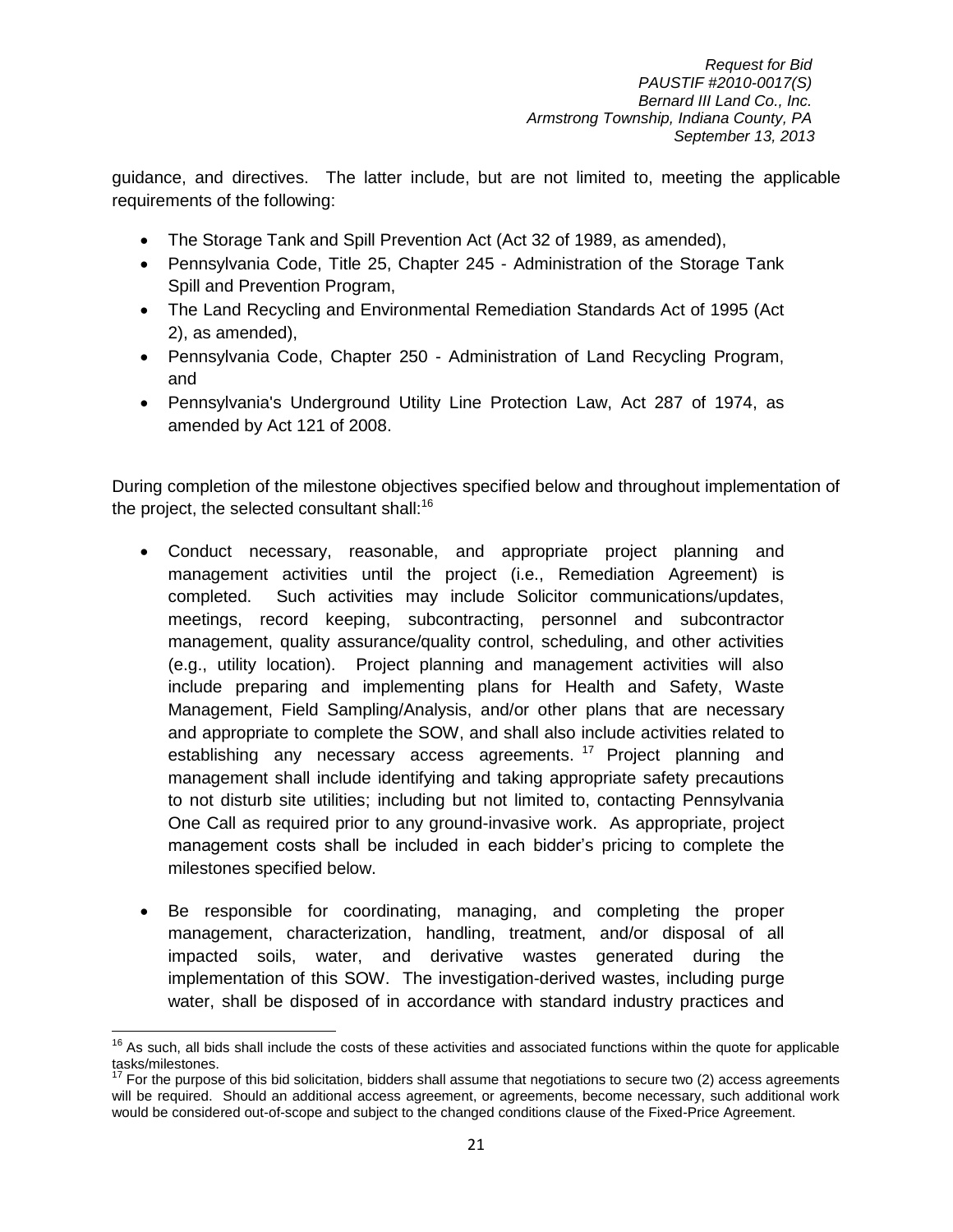guidance, and directives. The latter include, but are not limited to, meeting the applicable requirements of the following:

- The Storage Tank and Spill Prevention Act (Act 32 of 1989, as amended),
- Pennsylvania Code, Title 25, Chapter 245 - Administration of the Storage Tank Spill and Prevention Program,
- The Land Recycling and Environmental Remediation Standards Act of 1995 (Act 2), as amended),
- Pennsylvania Code, Chapter 250 - Administration of Land Recycling Program, and
- Pennsylvania's Underground Utility Line Protection Law, Act 287 of 1974, as amended by Act 121 of 2008.

During completion of the milestone objectives specified below and throughout implementation of the project, the selected consultant shall:[16]

- Conduct necessary, reasonable, and appropriate project planning and management activities until the project (i.e., Remediation Agreement) is completed. Such activities may include Solicitor communications/updates, meetings, record keeping, subcontracting, personnel and subcontractor management, quality assurance/quality control, scheduling, and other activities (e.g., utility location). Project planning and management activities will also include preparing and implementing plans for Health and Safety, Waste Management, Field Sampling/Analysis, and/or other plans that are necessary and appropriate to complete the SOW, and shall also include activities related to establishing any necessary access agreements.[17] Project planning and management shall include identifying and taking appropriate safety precautions to not disturb site utilities; including but not limited to, contacting Pennsylvania One Call as required prior to any ground-invasive work. As appropriate, project management costs shall be included in each bidder's pricing to complete the milestones specified below.

- Be responsible for coordinating, managing, and completing the proper management, characterization, handling, treatment, and/or disposal of all impacted soils, water, and derivative wastes generated during the implementation of this SOW. The investigation-derived wastes, including purge water, shall be disposed of in accordance with standard industry practices and

---

[16] As such, all bids shall include the costs of these activities and associated functions within the quote for applicable tasks/milestones.

[17] For the purpose of this bid solicitation, bidders shall assume that negotiations to secure two (2) access agreements will be required. Should an additional access agreement, or agreements, become necessary, such additional work would be considered out-of-scope and subject to the changed conditions clause of the Fixed-Price Agreement.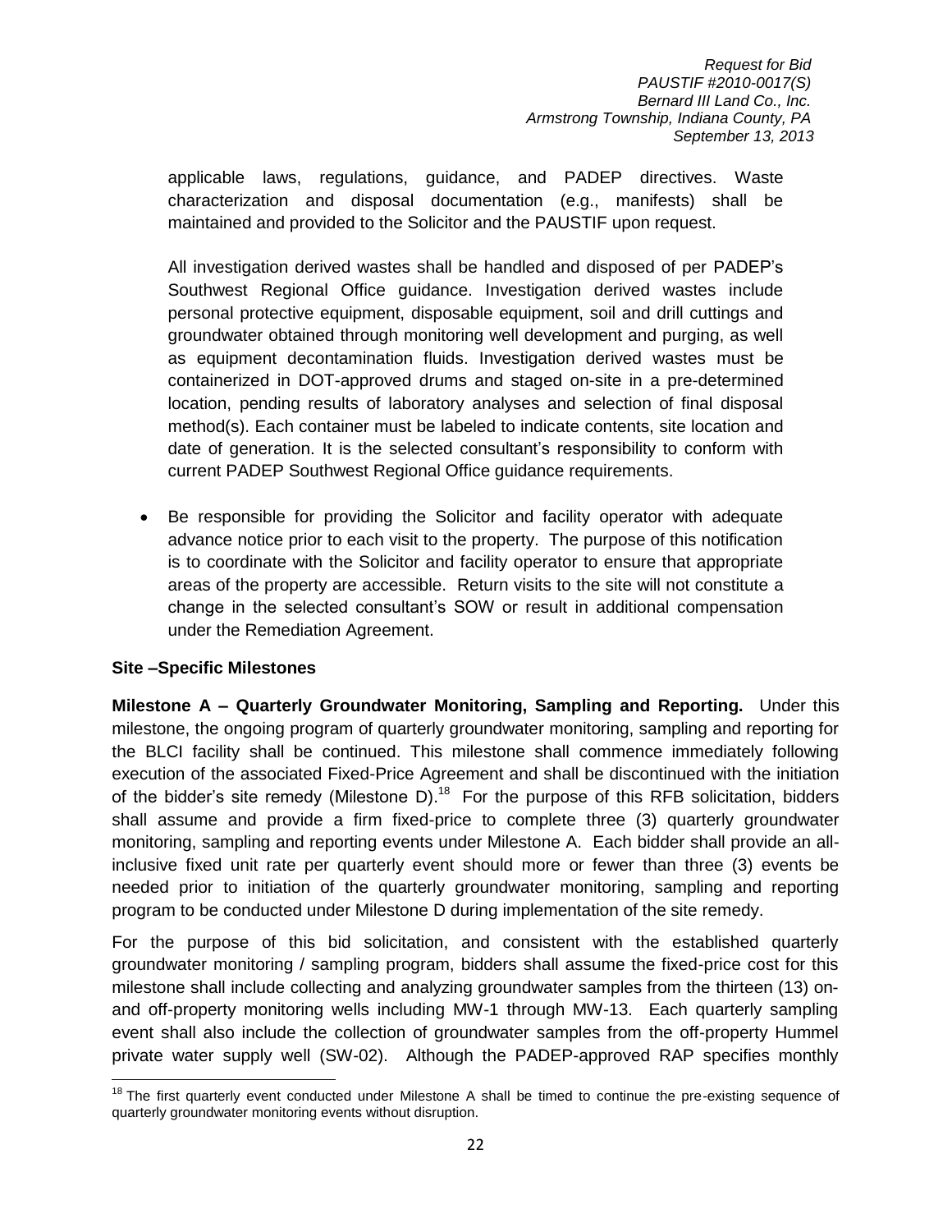applicable laws, regulations, guidance, and PADEP directives. Waste characterization and disposal documentation (e.g., manifests) shall be maintained and provided to the Solicitor and the PAUSTIF upon request.

All investigation derived wastes shall be handled and disposed of per PADEP's Southwest Regional Office guidance. Investigation derived wastes include personal protective equipment, disposable equipment, soil and drill cuttings and groundwater obtained through monitoring well development and purging, as well as equipment decontamination fluids. Investigation derived wastes must be containerized in DOT-approved drums and staged on-site in a pre-determined location, pending results of laboratory analyses and selection of final disposal method(s). Each container must be labeled to indicate contents, site location and date of generation. It is the selected consultant's responsibility to conform with current PADEP Southwest Regional Office guidance requirements.

- Be responsible for providing the Solicitor and facility operator with adequate advance notice prior to each visit to the property. The purpose of this notification is to coordinate with the Solicitor and facility operator to ensure that appropriate areas of the property are accessible. Return visits to the site will not constitute a change in the selected consultant's SOW or result in additional compensation under the Remediation Agreement.

**Site –Specific Milestones**

**Milestone A – Quarterly Groundwater Monitoring, Sampling and Reporting.** Under this milestone, the ongoing program of quarterly groundwater monitoring, sampling and reporting for the BLCI facility shall be continued. This milestone shall commence immediately following execution of the associated Fixed-Price Agreement and shall be discontinued with the initiation of the bidder's site remedy (Milestone D).[18] For the purpose of this RFB solicitation, bidders shall assume and provide a firm fixed-price to complete three (3) quarterly groundwater monitoring, sampling and reporting events under Milestone A. Each bidder shall provide an all-inclusive fixed unit rate per quarterly event should more or fewer than three (3) events be needed prior to initiation of the quarterly groundwater monitoring, sampling and reporting program to be conducted under Milestone D during implementation of the site remedy.

For the purpose of this bid solicitation, and consistent with the established quarterly groundwater monitoring / sampling program, bidders shall assume the fixed-price cost for this milestone shall include collecting and analyzing groundwater samples from the thirteen (13) on- and off-property monitoring wells including MW-1 through MW-13. Each quarterly sampling event shall also include the collection of groundwater samples from the off-property Hummel private water supply well (SW-02). Although the PADEP-approved RAP specifies monthly

[18] The first quarterly event conducted under Milestone A shall be timed to continue the pre-existing sequence of quarterly groundwater monitoring events without disruption.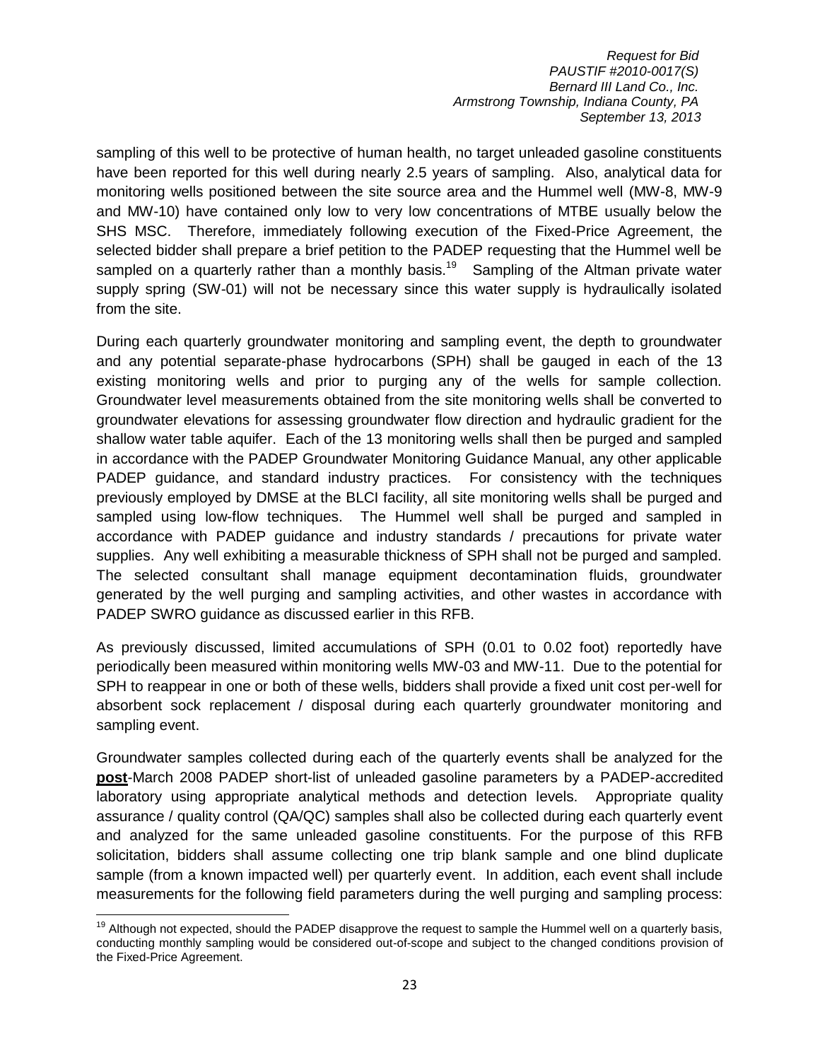sampling of this well to be protective of human health, no target unleaded gasoline constituents have been reported for this well during nearly 2.5 years of sampling. Also, analytical data for monitoring wells positioned between the site source area and the Hummel well (MW-8, MW-9 and MW-10) have contained only low to very low concentrations of MTBE usually below the SHS MSC. Therefore, immediately following execution of the Fixed-Price Agreement, the selected bidder shall prepare a brief petition to the PADEP requesting that the Hummel well be sampled on a quarterly rather than a monthly basis.[19] Sampling of the Altman private water supply spring (SW-01) will not be necessary since this water supply is hydraulically isolated from the site.

During each quarterly groundwater monitoring and sampling event, the depth to groundwater and any potential separate-phase hydrocarbons (SPH) shall be gauged in each of the 13 existing monitoring wells and prior to purging any of the wells for sample collection. Groundwater level measurements obtained from the site monitoring wells shall be converted to groundwater elevations for assessing groundwater flow direction and hydraulic gradient for the shallow water table aquifer. Each of the 13 monitoring wells shall then be purged and sampled in accordance with the PADEP Groundwater Monitoring Guidance Manual, any other applicable PADEP guidance, and standard industry practices. For consistency with the techniques previously employed by DMSE at the BLCI facility, all site monitoring wells shall be purged and sampled using low-flow techniques. The Hummel well shall be purged and sampled in accordance with PADEP guidance and industry standards / precautions for private water supplies. Any well exhibiting a measurable thickness of SPH shall not be purged and sampled. The selected consultant shall manage equipment decontamination fluids, groundwater generated by the well purging and sampling activities, and other wastes in accordance with PADEP SWRO guidance as discussed earlier in this RFB.

As previously discussed, limited accumulations of SPH (0.01 to 0.02 foot) reportedly have periodically been measured within monitoring wells MW-03 and MW-11. Due to the potential for SPH to reappear in one or both of these wells, bidders shall provide a fixed unit cost per-well for absorbent sock replacement / disposal during each quarterly groundwater monitoring and sampling event.

Groundwater samples collected during each of the quarterly events shall be analyzed for the **post**-March 2008 PADEP short-list of unleaded gasoline parameters by a PADEP-accredited laboratory using appropriate analytical methods and detection levels. Appropriate quality assurance / quality control (QA/QC) samples shall also be collected during each quarterly event and analyzed for the same unleaded gasoline constituents. For the purpose of this RFB solicitation, bidders shall assume collecting one trip blank sample and one blind duplicate sample (from a known impacted well) per quarterly event. In addition, each event shall include measurements for the following field parameters during the well purging and sampling process:

[19] Although not expected, should the PADEP disapprove the request to sample the Hummel well on a quarterly basis, conducting monthly sampling would be considered out-of-scope and subject to the changed conditions provision of the Fixed-Price Agreement.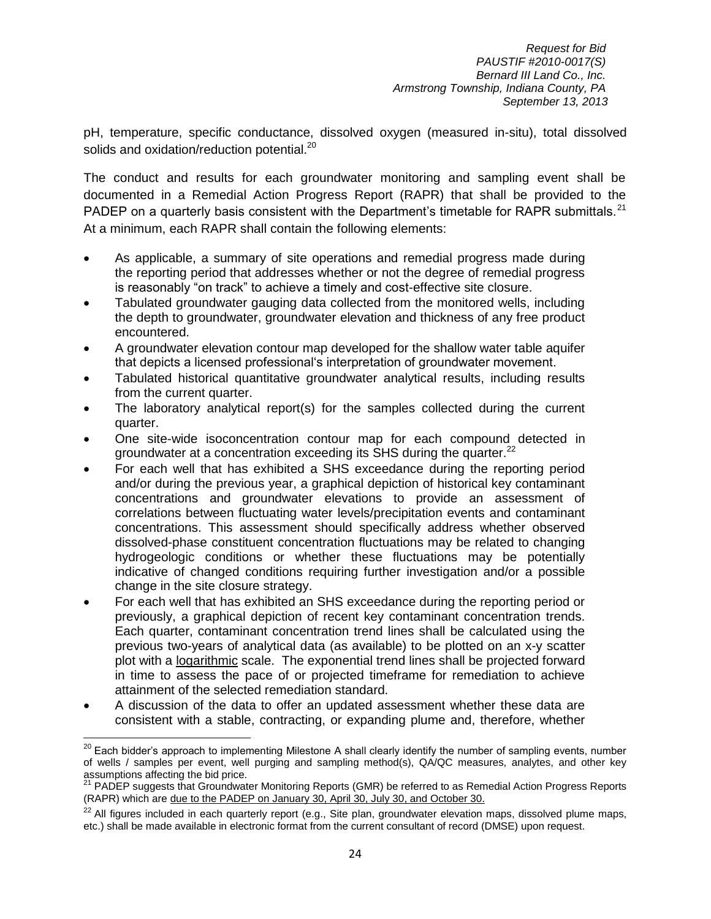pH, temperature, specific conductance, dissolved oxygen (measured in-situ), total dissolved solids and oxidation/reduction potential.[20]

The conduct and results for each groundwater monitoring and sampling event shall be documented in a Remedial Action Progress Report (RAPR) that shall be provided to the PADEP on a quarterly basis consistent with the Department's timetable for RAPR submittals.[21] At a minimum, each RAPR shall contain the following elements:

- As applicable, a summary of site operations and remedial progress made during the reporting period that addresses whether or not the degree of remedial progress is reasonably "on track" to achieve a timely and cost-effective site closure.
- Tabulated groundwater gauging data collected from the monitored wells, including the depth to groundwater, groundwater elevation and thickness of any free product encountered.
- A groundwater elevation contour map developed for the shallow water table aquifer that depicts a licensed professional's interpretation of groundwater movement.
- Tabulated historical quantitative groundwater analytical results, including results from the current quarter.
- The laboratory analytical report(s) for the samples collected during the current quarter.
- One site-wide isoconcentration contour map for each compound detected in groundwater at a concentration exceeding its SHS during the quarter.[22]
- For each well that has exhibited a SHS exceedance during the reporting period and/or during the previous year, a graphical depiction of historical key contaminant concentrations and groundwater elevations to provide an assessment of correlations between fluctuating water levels/precipitation events and contaminant concentrations. This assessment should specifically address whether observed dissolved-phase constituent concentration fluctuations may be related to changing hydrogeologic conditions or whether these fluctuations may be potentially indicative of changed conditions requiring further investigation and/or a possible change in the site closure strategy.
- For each well that has exhibited an SHS exceedance during the reporting period or previously, a graphical depiction of recent key contaminant concentration trends. Each quarter, contaminant concentration trend lines shall be calculated using the previous two-years of analytical data (as available) to be plotted on an x-y scatter plot with a <u>logarithmic</u> scale. The exponential trend lines shall be projected forward in time to assess the pace of or projected timeframe for remediation to achieve attainment of the selected remediation standard.
- A discussion of the data to offer an updated assessment whether these data are consistent with a stable, contracting, or expanding plume and, therefore, whether

---

[20] Each bidder's approach to implementing Milestone A shall clearly identify the number of sampling events, number of wells / samples per event, well purging and sampling method(s), QA/QC measures, analytes, and other key assumptions affecting the bid price.

[21] PADEP suggests that Groundwater Monitoring Reports (GMR) be referred to as Remedial Action Progress Reports (RAPR) which are <u>due to the PADEP on January 30, April 30, July 30, and October 30.</u>

[22] All figures included in each quarterly report (e.g., Site plan, groundwater elevation maps, dissolved plume maps, etc.) shall be made available in electronic format from the current consultant of record (DMSE) upon request.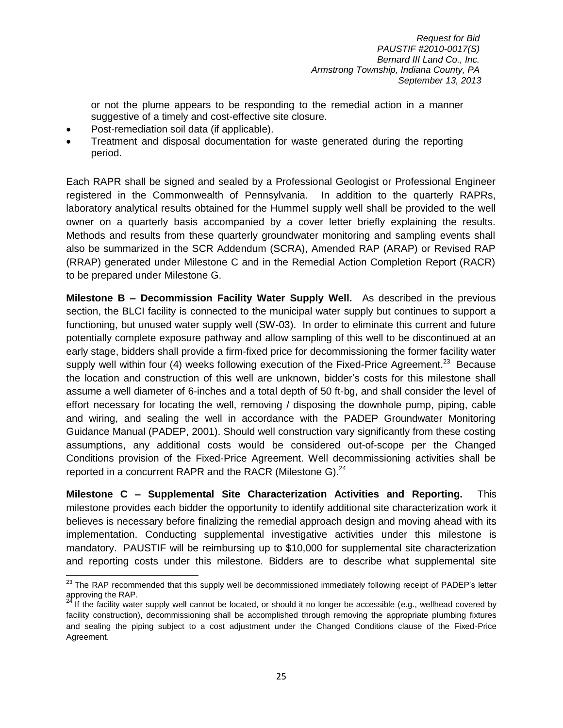or not the plume appears to be responding to the remedial action in a manner suggestive of a timely and cost-effective site closure.

- Post-remediation soil data (if applicable).
- Treatment and disposal documentation for waste generated during the reporting period.

Each RAPR shall be signed and sealed by a Professional Geologist or Professional Engineer registered in the Commonwealth of Pennsylvania. In addition to the quarterly RAPRs, laboratory analytical results obtained for the Hummel supply well shall be provided to the well owner on a quarterly basis accompanied by a cover letter briefly explaining the results. Methods and results from these quarterly groundwater monitoring and sampling events shall also be summarized in the SCR Addendum (SCRA), Amended RAP (ARAP) or Revised RAP (RRAP) generated under Milestone C and in the Remedial Action Completion Report (RACR) to be prepared under Milestone G.

**Milestone B – Decommission Facility Water Supply Well.** As described in the previous section, the BLCI facility is connected to the municipal water supply but continues to support a functioning, but unused water supply well (SW-03). In order to eliminate this current and future potentially complete exposure pathway and allow sampling of this well to be discontinued at an early stage, bidders shall provide a firm-fixed price for decommissioning the former facility water supply well within four (4) weeks following execution of the Fixed-Price Agreement.[23] Because the location and construction of this well are unknown, bidder's costs for this milestone shall assume a well diameter of 6-inches and a total depth of 50 ft-bg, and shall consider the level of effort necessary for locating the well, removing / disposing the downhole pump, piping, cable and wiring, and sealing the well in accordance with the PADEP Groundwater Monitoring Guidance Manual (PADEP, 2001). Should well construction vary significantly from these costing assumptions, any additional costs would be considered out-of-scope per the Changed Conditions provision of the Fixed-Price Agreement. Well decommissioning activities shall be reported in a concurrent RAPR and the RACR (Milestone G).[24]

**Milestone C – Supplemental Site Characterization Activities and Reporting.** This milestone provides each bidder the opportunity to identify additional site characterization work it believes is necessary before finalizing the remedial approach design and moving ahead with its implementation. Conducting supplemental investigative activities under this milestone is mandatory. PAUSTIF will be reimbursing up to $10,000 for supplemental site characterization and reporting costs under this milestone. Bidders are to describe what supplemental site

---

[23] The RAP recommended that this supply well be decommissioned immediately following receipt of PADEP's letter approving the RAP.

[24] If the facility water supply well cannot be located, or should it no longer be accessible (e.g., wellhead covered by facility construction), decommissioning shall be accomplished through removing the appropriate plumbing fixtures and sealing the piping subject to a cost adjustment under the Changed Conditions clause of the Fixed-Price Agreement.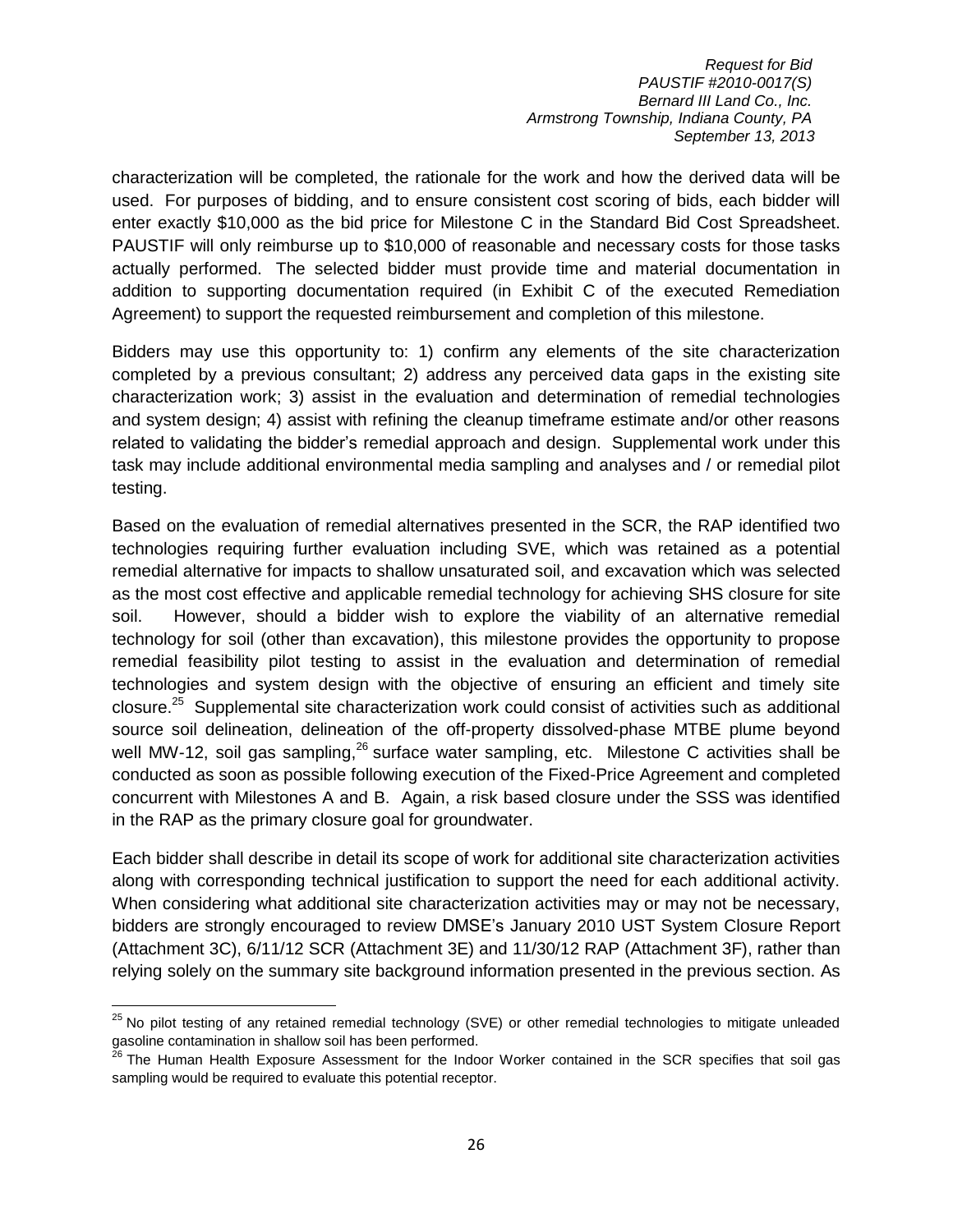characterization will be completed, the rationale for the work and how the derived data will be used. For purposes of bidding, and to ensure consistent cost scoring of bids, each bidder will enter exactly $10,000 as the bid price for Milestone C in the Standard Bid Cost Spreadsheet. PAUSTIF will only reimburse up to $10,000 of reasonable and necessary costs for those tasks actually performed. The selected bidder must provide time and material documentation in addition to supporting documentation required (in Exhibit C of the executed Remediation Agreement) to support the requested reimbursement and completion of this milestone.

Bidders may use this opportunity to: 1) confirm any elements of the site characterization completed by a previous consultant; 2) address any perceived data gaps in the existing site characterization work; 3) assist in the evaluation and determination of remedial technologies and system design; 4) assist with refining the cleanup timeframe estimate and/or other reasons related to validating the bidder's remedial approach and design. Supplemental work under this task may include additional environmental media sampling and analyses and / or remedial pilot testing.

Based on the evaluation of remedial alternatives presented in the SCR, the RAP identified two technologies requiring further evaluation including SVE, which was retained as a potential remedial alternative for impacts to shallow unsaturated soil, and excavation which was selected as the most cost effective and applicable remedial technology for achieving SHS closure for site soil. However, should a bidder wish to explore the viability of an alternative remedial technology for soil (other than excavation), this milestone provides the opportunity to propose remedial feasibility pilot testing to assist in the evaluation and determination of remedial technologies and system design with the objective of ensuring an efficient and timely site closure.[25] Supplemental site characterization work could consist of activities such as additional source soil delineation, delineation of the off-property dissolved-phase MTBE plume beyond well MW-12, soil gas sampling,[26] surface water sampling, etc. Milestone C activities shall be conducted as soon as possible following execution of the Fixed-Price Agreement and completed concurrent with Milestones A and B. Again, a risk based closure under the SSS was identified in the RAP as the primary closure goal for groundwater.

Each bidder shall describe in detail its scope of work for additional site characterization activities along with corresponding technical justification to support the need for each additional activity. When considering what additional site characterization activities may or may not be necessary, bidders are strongly encouraged to review DMSE's January 2010 UST System Closure Report (Attachment 3C), 6/11/12 SCR (Attachment 3E) and 11/30/12 RAP (Attachment 3F), rather than relying solely on the summary site background information presented in the previous section. As

[25] No pilot testing of any retained remedial technology (SVE) or other remedial technologies to mitigate unleaded gasoline contamination in shallow soil has been performed.

[26] The Human Health Exposure Assessment for the Indoor Worker contained in the SCR specifies that soil gas sampling would be required to evaluate this potential receptor.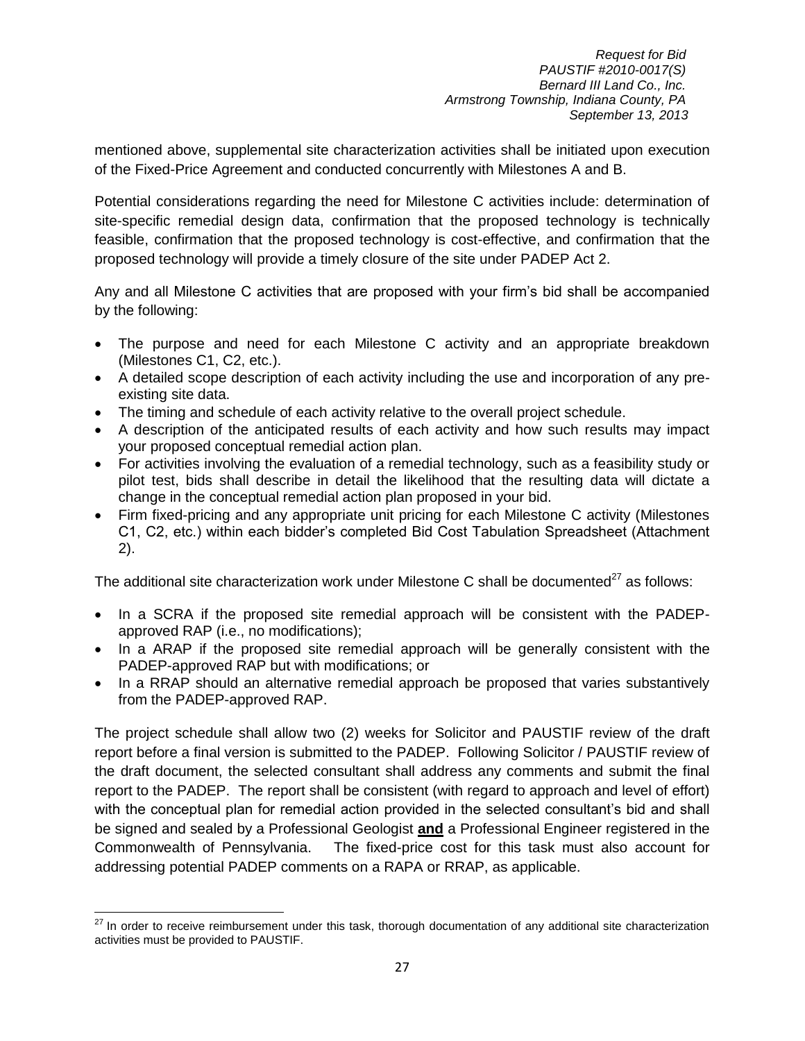mentioned above, supplemental site characterization activities shall be initiated upon execution of the Fixed-Price Agreement and conducted concurrently with Milestones A and B.

Potential considerations regarding the need for Milestone C activities include: determination of site-specific remedial design data, confirmation that the proposed technology is technically feasible, confirmation that the proposed technology is cost-effective, and confirmation that the proposed technology will provide a timely closure of the site under PADEP Act 2.

Any and all Milestone C activities that are proposed with your firm's bid shall be accompanied by the following:

- The purpose and need for each Milestone C activity and an appropriate breakdown (Milestones C1, C2, etc.).
- A detailed scope description of each activity including the use and incorporation of any pre-existing site data.
- The timing and schedule of each activity relative to the overall project schedule.
- A description of the anticipated results of each activity and how such results may impact your proposed conceptual remedial action plan.
- For activities involving the evaluation of a remedial technology, such as a feasibility study or pilot test, bids shall describe in detail the likelihood that the resulting data will dictate a change in the conceptual remedial action plan proposed in your bid.
- Firm fixed-pricing and any appropriate unit pricing for each Milestone C activity (Milestones C1, C2, etc.) within each bidder's completed Bid Cost Tabulation Spreadsheet (Attachment 2).

The additional site characterization work under Milestone C shall be documented[27] as follows:

- In a SCRA if the proposed site remedial approach will be consistent with the PADEP-approved RAP (i.e., no modifications);
- In a ARAP if the proposed site remedial approach will be generally consistent with the PADEP-approved RAP but with modifications; or
- In a RRAP should an alternative remedial approach be proposed that varies substantively from the PADEP-approved RAP.

The project schedule shall allow two (2) weeks for Solicitor and PAUSTIF review of the draft report before a final version is submitted to the PADEP. Following Solicitor / PAUSTIF review of the draft document, the selected consultant shall address any comments and submit the final report to the PADEP. The report shall be consistent (with regard to approach and level of effort) with the conceptual plan for remedial action provided in the selected consultant's bid and shall be signed and sealed by a Professional Geologist **and** a Professional Engineer registered in the Commonwealth of Pennsylvania. The fixed-price cost for this task must also account for addressing potential PADEP comments on a RAPA or RRAP, as applicable.

[27] In order to receive reimbursement under this task, thorough documentation of any additional site characterization activities must be provided to PAUSTIF.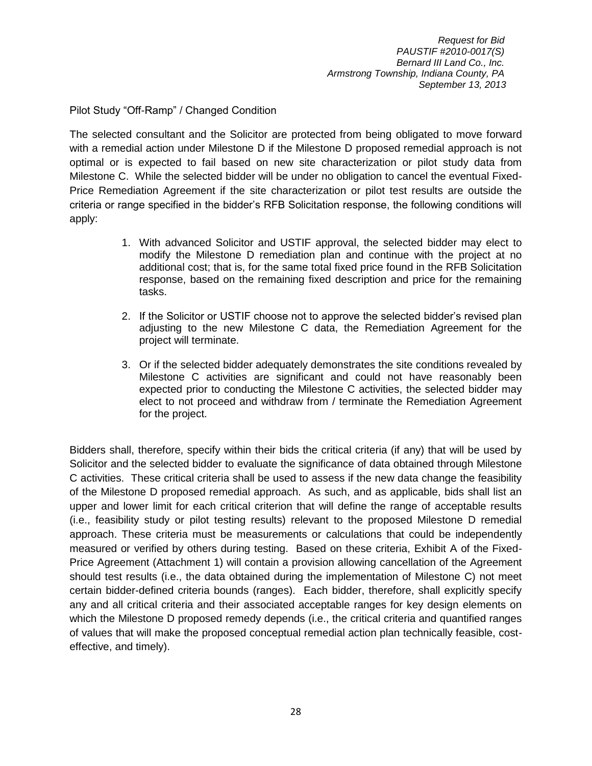Pilot Study "Off-Ramp" / Changed Condition

The selected consultant and the Solicitor are protected from being obligated to move forward with a remedial action under Milestone D if the Milestone D proposed remedial approach is not optimal or is expected to fail based on new site characterization or pilot study data from Milestone C. While the selected bidder will be under no obligation to cancel the eventual Fixed-Price Remediation Agreement if the site characterization or pilot test results are outside the criteria or range specified in the bidder's RFB Solicitation response, the following conditions will apply:

1. With advanced Solicitor and USTIF approval, the selected bidder may elect to modify the Milestone D remediation plan and continue with the project at no additional cost; that is, for the same total fixed price found in the RFB Solicitation response, based on the remaining fixed description and price for the remaining tasks.

2. If the Solicitor or USTIF choose not to approve the selected bidder's revised plan adjusting to the new Milestone C data, the Remediation Agreement for the project will terminate.

3. Or if the selected bidder adequately demonstrates the site conditions revealed by Milestone C activities are significant and could not have reasonably been expected prior to conducting the Milestone C activities, the selected bidder may elect to not proceed and withdraw from / terminate the Remediation Agreement for the project.

Bidders shall, therefore, specify within their bids the critical criteria (if any) that will be used by Solicitor and the selected bidder to evaluate the significance of data obtained through Milestone C activities. These critical criteria shall be used to assess if the new data change the feasibility of the Milestone D proposed remedial approach. As such, and as applicable, bids shall list an upper and lower limit for each critical criterion that will define the range of acceptable results (i.e., feasibility study or pilot testing results) relevant to the proposed Milestone D remedial approach. These criteria must be measurements or calculations that could be independently measured or verified by others during testing. Based on these criteria, Exhibit A of the Fixed-Price Agreement (Attachment 1) will contain a provision allowing cancellation of the Agreement should test results (i.e., the data obtained during the implementation of Milestone C) not meet certain bidder-defined criteria bounds (ranges). Each bidder, therefore, shall explicitly specify any and all critical criteria and their associated acceptable ranges for key design elements on which the Milestone D proposed remedy depends (i.e., the critical criteria and quantified ranges of values that will make the proposed conceptual remedial action plan technically feasible, cost-effective, and timely).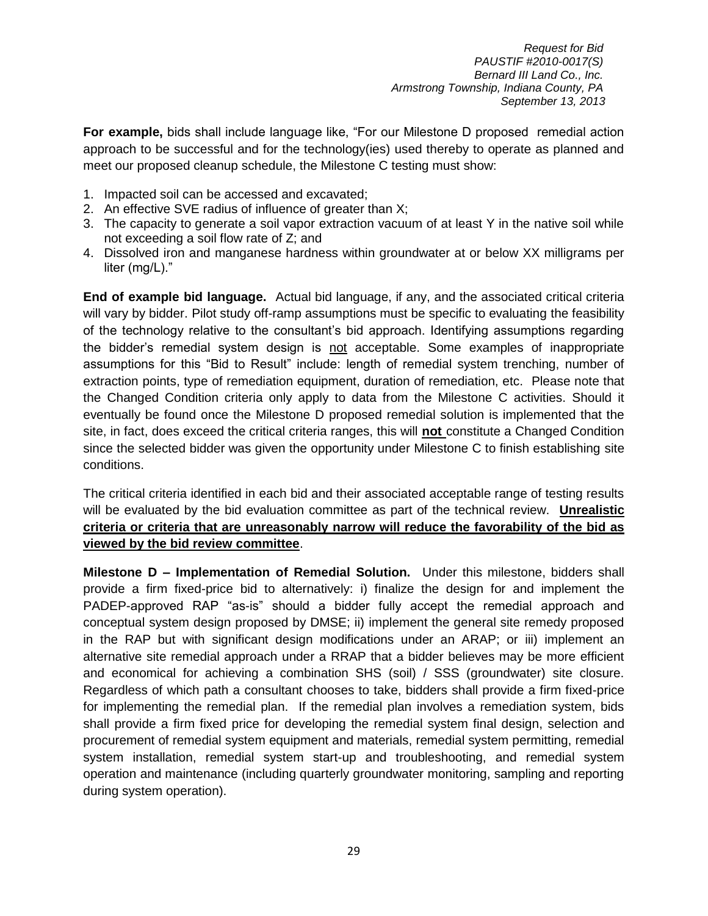**For example,** bids shall include language like, "For our Milestone D proposed remedial action approach to be successful and for the technology(ies) used thereby to operate as planned and meet our proposed cleanup schedule, the Milestone C testing must show:

1. Impacted soil can be accessed and excavated;
2. An effective SVE radius of influence of greater than X;
3. The capacity to generate a soil vapor extraction vacuum of at least Y in the native soil while not exceeding a soil flow rate of Z; and
4. Dissolved iron and manganese hardness within groundwater at or below XX milligrams per liter (mg/L)."

**End of example bid language.** Actual bid language, if any, and the associated critical criteria will vary by bidder. Pilot study off-ramp assumptions must be specific to evaluating the feasibility of the technology relative to the consultant's bid approach. Identifying assumptions regarding the bidder's remedial system design is not acceptable. Some examples of inappropriate assumptions for this "Bid to Result" include: length of remedial system trenching, number of extraction points, type of remediation equipment, duration of remediation, etc. Please note that the Changed Condition criteria only apply to data from the Milestone C activities. Should it eventually be found once the Milestone D proposed remedial solution is implemented that the site, in fact, does exceed the critical criteria ranges, this will **not** constitute a Changed Condition since the selected bidder was given the opportunity under Milestone C to finish establishing site conditions.

The critical criteria identified in each bid and their associated acceptable range of testing results will be evaluated by the bid evaluation committee as part of the technical review. **Unrealistic criteria or criteria that are unreasonably narrow will reduce the favorability of the bid as viewed by the bid review committee**.

**Milestone D – Implementation of Remedial Solution.** Under this milestone, bidders shall provide a firm fixed-price bid to alternatively: i) finalize the design for and implement the PADEP-approved RAP "as-is" should a bidder fully accept the remedial approach and conceptual system design proposed by DMSE; ii) implement the general site remedy proposed in the RAP but with significant design modifications under an ARAP; or iii) implement an alternative site remedial approach under a RRAP that a bidder believes may be more efficient and economical for achieving a combination SHS (soil) / SSS (groundwater) site closure. Regardless of which path a consultant chooses to take, bidders shall provide a firm fixed-price for implementing the remedial plan. If the remedial plan involves a remediation system, bids shall provide a firm fixed price for developing the remedial system final design, selection and procurement of remedial system equipment and materials, remedial system permitting, remedial system installation, remedial system start-up and troubleshooting, and remedial system operation and maintenance (including quarterly groundwater monitoring, sampling and reporting during system operation).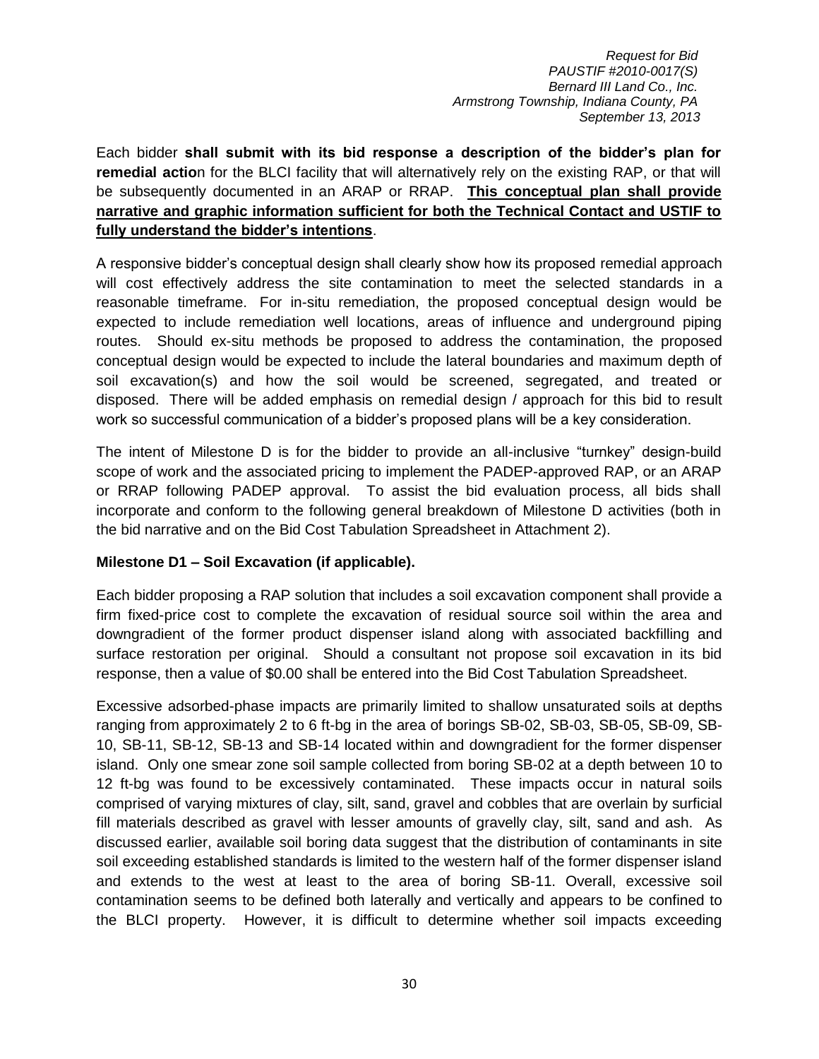Each bidder **shall submit with its bid response a description of the bidder's plan for remedial actio**n for the BLCI facility that will alternatively rely on the existing RAP, or that will be subsequently documented in an ARAP or RRAP. **<u>This conceptual plan shall provide narrative and graphic information sufficient for both the Technical Contact and USTIF to fully understand the bidder's intentions</u>**.

A responsive bidder's conceptual design shall clearly show how its proposed remedial approach will cost effectively address the site contamination to meet the selected standards in a reasonable timeframe. For in-situ remediation, the proposed conceptual design would be expected to include remediation well locations, areas of influence and underground piping routes. Should ex-situ methods be proposed to address the contamination, the proposed conceptual design would be expected to include the lateral boundaries and maximum depth of soil excavation(s) and how the soil would be screened, segregated, and treated or disposed. There will be added emphasis on remedial design / approach for this bid to result work so successful communication of a bidder's proposed plans will be a key consideration.

The intent of Milestone D is for the bidder to provide an all-inclusive "turnkey" design-build scope of work and the associated pricing to implement the PADEP-approved RAP, or an ARAP or RRAP following PADEP approval. To assist the bid evaluation process, all bids shall incorporate and conform to the following general breakdown of Milestone D activities (both in the bid narrative and on the Bid Cost Tabulation Spreadsheet in Attachment 2).

**Milestone D1 – Soil Excavation (if applicable).**

Each bidder proposing a RAP solution that includes a soil excavation component shall provide a firm fixed-price cost to complete the excavation of residual source soil within the area and downgradient of the former product dispenser island along with associated backfilling and surface restoration per original. Should a consultant not propose soil excavation in its bid response, then a value of $0.00 shall be entered into the Bid Cost Tabulation Spreadsheet.

Excessive adsorbed-phase impacts are primarily limited to shallow unsaturated soils at depths ranging from approximately 2 to 6 ft-bg in the area of borings SB-02, SB-03, SB-05, SB-09, SB-10, SB-11, SB-12, SB-13 and SB-14 located within and downgradient for the former dispenser island. Only one smear zone soil sample collected from boring SB-02 at a depth between 10 to 12 ft-bg was found to be excessively contaminated. These impacts occur in natural soils comprised of varying mixtures of clay, silt, sand, gravel and cobbles that are overlain by surficial fill materials described as gravel with lesser amounts of gravelly clay, silt, sand and ash. As discussed earlier, available soil boring data suggest that the distribution of contaminants in site soil exceeding established standards is limited to the western half of the former dispenser island and extends to the west at least to the area of boring SB-11. Overall, excessive soil contamination seems to be defined both laterally and vertically and appears to be confined to the BLCI property. However, it is difficult to determine whether soil impacts exceeding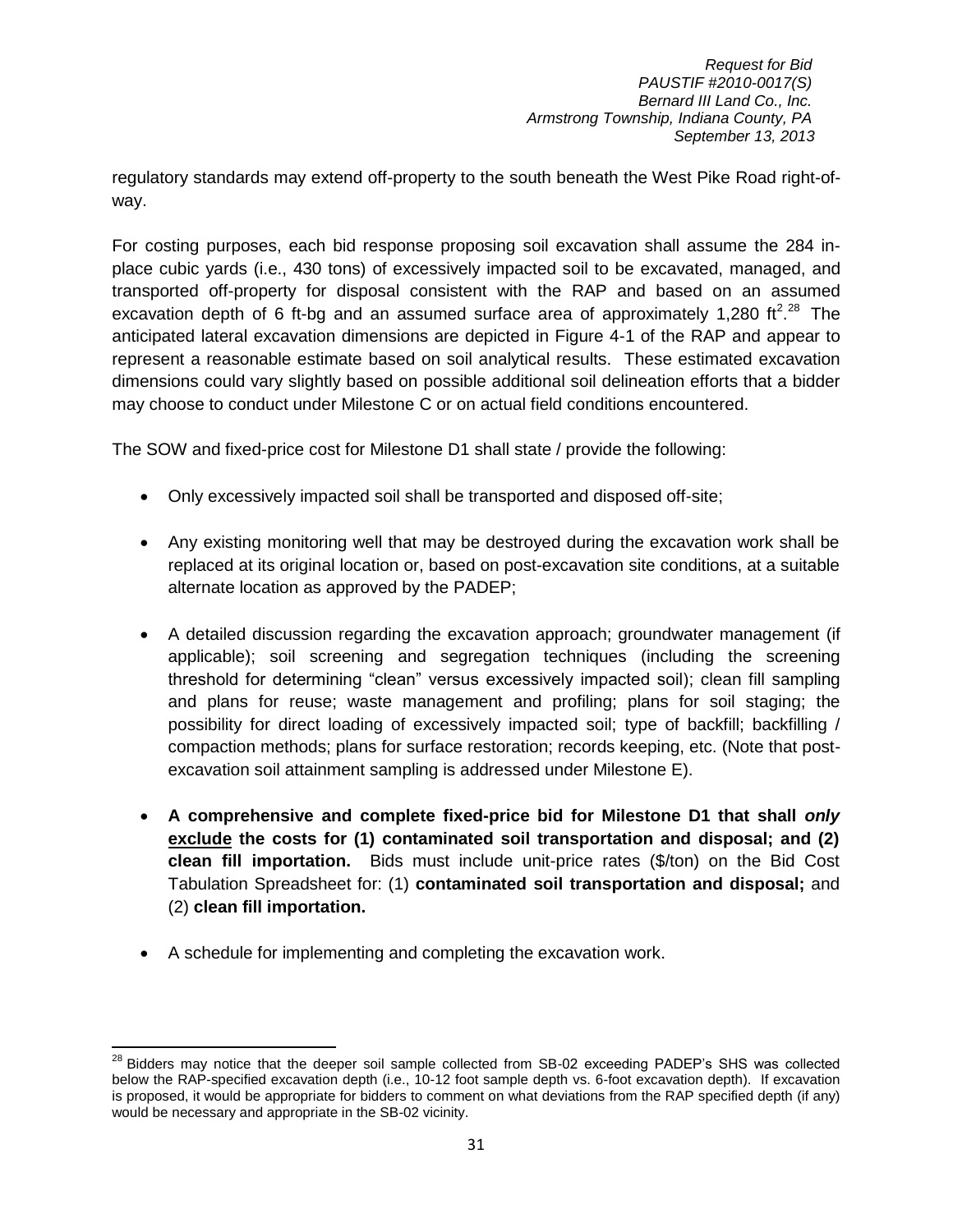regulatory standards may extend off-property to the south beneath the West Pike Road right-of-way.

For costing purposes, each bid response proposing soil excavation shall assume the 284 in-place cubic yards (i.e., 430 tons) of excessively impacted soil to be excavated, managed, and transported off-property for disposal consistent with the RAP and based on an assumed excavation depth of 6 ft-bg and an assumed surface area of approximately 1,280 $ft^2$.[28] The anticipated lateral excavation dimensions are depicted in Figure 4-1 of the RAP and appear to represent a reasonable estimate based on soil analytical results. These estimated excavation dimensions could vary slightly based on possible additional soil delineation efforts that a bidder may choose to conduct under Milestone C or on actual field conditions encountered.

The SOW and fixed-price cost for Milestone D1 shall state / provide the following:

- Only excessively impacted soil shall be transported and disposed off-site;
- Any existing monitoring well that may be destroyed during the excavation work shall be replaced at its original location or, based on post-excavation site conditions, at a suitable alternate location as approved by the PADEP;
- A detailed discussion regarding the excavation approach; groundwater management (if applicable); soil screening and segregation techniques (including the screening threshold for determining "clean" versus excessively impacted soil); clean fill sampling and plans for reuse; waste management and profiling; plans for soil staging; the possibility for direct loading of excessively impacted soil; type of backfill; backfilling / compaction methods; plans for surface restoration; records keeping, etc. (Note that post-excavation soil attainment sampling is addressed under Milestone E).
- **A comprehensive and complete fixed-price bid for Milestone D1 that shall *only* <u>exclude</u> the costs for (1) contaminated soil transportation and disposal; and (2) clean fill importation.** Bids must include unit-price rates ($/ton) on the Bid Cost Tabulation Spreadsheet for: (1) **contaminated soil transportation and disposal;** and (2) **clean fill importation.**
- A schedule for implementing and completing the excavation work.

[28] Bidders may notice that the deeper soil sample collected from SB-02 exceeding PADEP's SHS was collected below the RAP-specified excavation depth (i.e., 10-12 foot sample depth vs. 6-foot excavation depth). If excavation is proposed, it would be appropriate for bidders to comment on what deviations from the RAP specified depth (if any) would be necessary and appropriate in the SB-02 vicinity.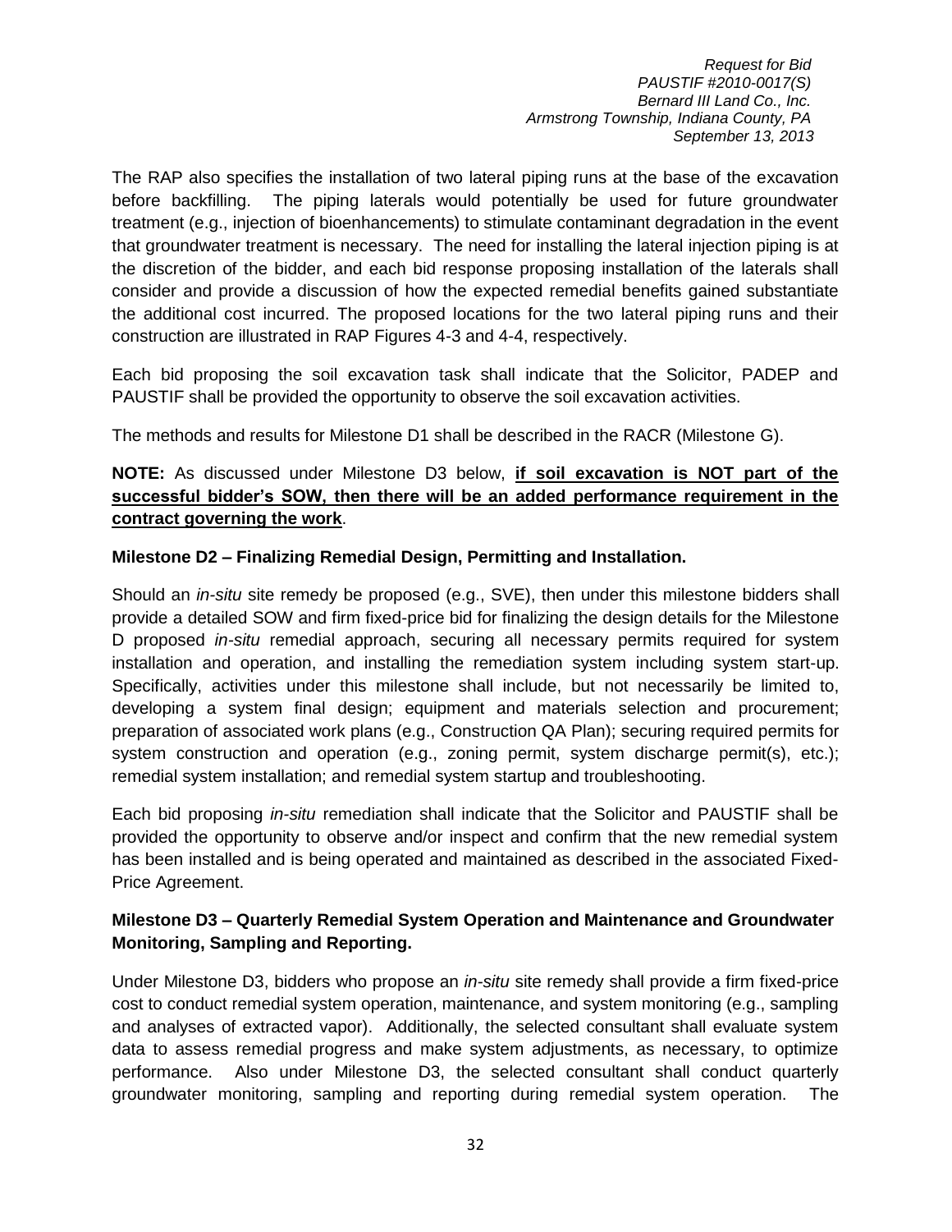The RAP also specifies the installation of two lateral piping runs at the base of the excavation before backfilling. The piping laterals would potentially be used for future groundwater treatment (e.g., injection of bioenhancements) to stimulate contaminant degradation in the event that groundwater treatment is necessary. The need for installing the lateral injection piping is at the discretion of the bidder, and each bid response proposing installation of the laterals shall consider and provide a discussion of how the expected remedial benefits gained substantiate the additional cost incurred. The proposed locations for the two lateral piping runs and their construction are illustrated in RAP Figures 4-3 and 4-4, respectively.

Each bid proposing the soil excavation task shall indicate that the Solicitor, PADEP and PAUSTIF shall be provided the opportunity to observe the soil excavation activities.

The methods and results for Milestone D1 shall be described in the RACR (Milestone G).

**NOTE:** As discussed under Milestone D3 below, **if soil excavation is NOT part of the successful bidder's SOW, then there will be an added performance requirement in the contract governing the work**.

**Milestone D2 – Finalizing Remedial Design, Permitting and Installation.**

Should an *in-situ* site remedy be proposed (e.g., SVE), then under this milestone bidders shall provide a detailed SOW and firm fixed-price bid for finalizing the design details for the Milestone D proposed *in-situ* remedial approach, securing all necessary permits required for system installation and operation, and installing the remediation system including system start-up. Specifically, activities under this milestone shall include, but not necessarily be limited to, developing a system final design; equipment and materials selection and procurement; preparation of associated work plans (e.g., Construction QA Plan); securing required permits for system construction and operation (e.g., zoning permit, system discharge permit(s), etc.); remedial system installation; and remedial system startup and troubleshooting.

Each bid proposing *in-situ* remediation shall indicate that the Solicitor and PAUSTIF shall be provided the opportunity to observe and/or inspect and confirm that the new remedial system has been installed and is being operated and maintained as described in the associated Fixed-Price Agreement.

**Milestone D3 – Quarterly Remedial System Operation and Maintenance and Groundwater Monitoring, Sampling and Reporting.**

Under Milestone D3, bidders who propose an *in-situ* site remedy shall provide a firm fixed-price cost to conduct remedial system operation, maintenance, and system monitoring (e.g., sampling and analyses of extracted vapor). Additionally, the selected consultant shall evaluate system data to assess remedial progress and make system adjustments, as necessary, to optimize performance. Also under Milestone D3, the selected consultant shall conduct quarterly groundwater monitoring, sampling and reporting during remedial system operation. The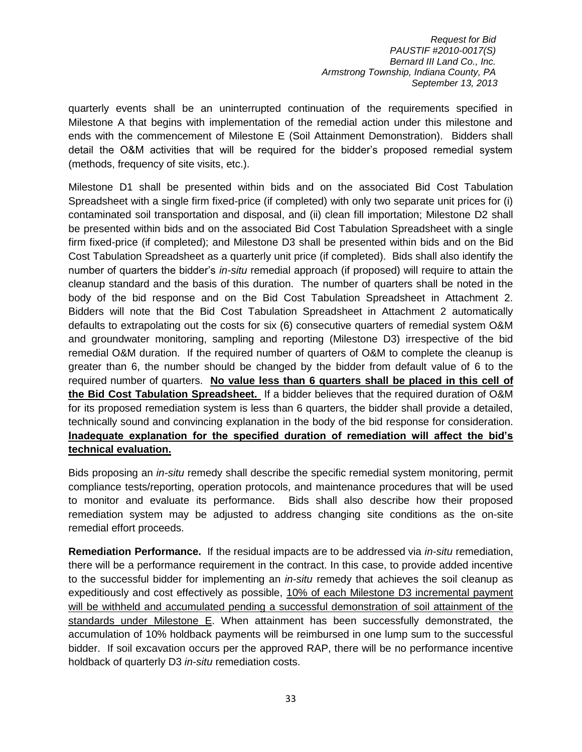quarterly events shall be an uninterrupted continuation of the requirements specified in Milestone A that begins with implementation of the remedial action under this milestone and ends with the commencement of Milestone E (Soil Attainment Demonstration). Bidders shall detail the O&M activities that will be required for the bidder's proposed remedial system (methods, frequency of site visits, etc.).

Milestone D1 shall be presented within bids and on the associated Bid Cost Tabulation Spreadsheet with a single firm fixed-price (if completed) with only two separate unit prices for (i) contaminated soil transportation and disposal, and (ii) clean fill importation; Milestone D2 shall be presented within bids and on the associated Bid Cost Tabulation Spreadsheet with a single firm fixed-price (if completed); and Milestone D3 shall be presented within bids and on the Bid Cost Tabulation Spreadsheet as a quarterly unit price (if completed). Bids shall also identify the number of quarters the bidder's *in-situ* remedial approach (if proposed) will require to attain the cleanup standard and the basis of this duration. The number of quarters shall be noted in the body of the bid response and on the Bid Cost Tabulation Spreadsheet in Attachment 2. Bidders will note that the Bid Cost Tabulation Spreadsheet in Attachment 2 automatically defaults to extrapolating out the costs for six (6) consecutive quarters of remedial system O&M and groundwater monitoring, sampling and reporting (Milestone D3) irrespective of the bid remedial O&M duration. If the required number of quarters of O&M to complete the cleanup is greater than 6, the number should be changed by the bidder from default value of 6 to the required number of quarters. **No value less than 6 quarters shall be placed in this cell of the Bid Cost Tabulation Spreadsheet.** If a bidder believes that the required duration of O&M for its proposed remediation system is less than 6 quarters, the bidder shall provide a detailed, technically sound and convincing explanation in the body of the bid response for consideration. **Inadequate explanation for the specified duration of remediation will affect the bid's technical evaluation.**

Bids proposing an *in-situ* remedy shall describe the specific remedial system monitoring, permit compliance tests/reporting, operation protocols, and maintenance procedures that will be used to monitor and evaluate its performance. Bids shall also describe how their proposed remediation system may be adjusted to address changing site conditions as the on-site remedial effort proceeds.

**Remediation Performance.** If the residual impacts are to be addressed via *in-situ* remediation, there will be a performance requirement in the contract. In this case, to provide added incentive to the successful bidder for implementing an *in-situ* remedy that achieves the soil cleanup as expeditiously and cost effectively as possible, 10% of each Milestone D3 incremental payment will be withheld and accumulated pending a successful demonstration of soil attainment of the standards under Milestone E. When attainment has been successfully demonstrated, the accumulation of 10% holdback payments will be reimbursed in one lump sum to the successful bidder. If soil excavation occurs per the approved RAP, there will be no performance incentive holdback of quarterly D3 *in-situ* remediation costs.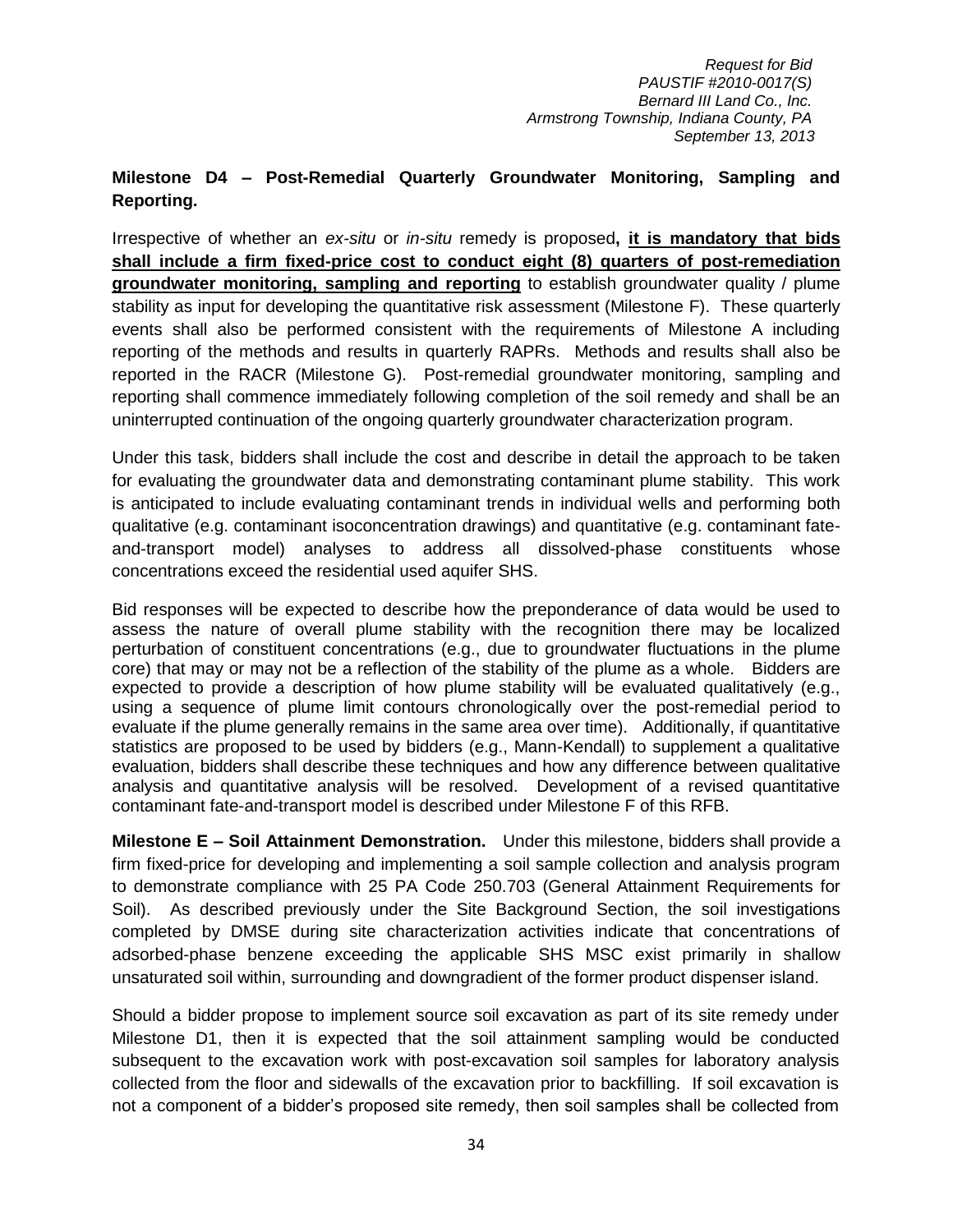**Milestone D4 – Post-Remedial Quarterly Groundwater Monitoring, Sampling and Reporting.**

Irrespective of whether an *ex-situ* or *in-situ* remedy is proposed**, it is mandatory that bids shall include a firm fixed-price cost to conduct eight (8) quarters of post-remediation groundwater monitoring, sampling and reporting** to establish groundwater quality / plume stability as input for developing the quantitative risk assessment (Milestone F). These quarterly events shall also be performed consistent with the requirements of Milestone A including reporting of the methods and results in quarterly RAPRs. Methods and results shall also be reported in the RACR (Milestone G). Post-remedial groundwater monitoring, sampling and reporting shall commence immediately following completion of the soil remedy and shall be an uninterrupted continuation of the ongoing quarterly groundwater characterization program.

Under this task, bidders shall include the cost and describe in detail the approach to be taken for evaluating the groundwater data and demonstrating contaminant plume stability. This work is anticipated to include evaluating contaminant trends in individual wells and performing both qualitative (e.g. contaminant isoconcentration drawings) and quantitative (e.g. contaminant fate-and-transport model) analyses to address all dissolved-phase constituents whose concentrations exceed the residential used aquifer SHS.

Bid responses will be expected to describe how the preponderance of data would be used to assess the nature of overall plume stability with the recognition there may be localized perturbation of constituent concentrations (e.g., due to groundwater fluctuations in the plume core) that may or may not be a reflection of the stability of the plume as a whole. Bidders are expected to provide a description of how plume stability will be evaluated qualitatively (e.g., using a sequence of plume limit contours chronologically over the post-remedial period to evaluate if the plume generally remains in the same area over time). Additionally, if quantitative statistics are proposed to be used by bidders (e.g., Mann-Kendall) to supplement a qualitative evaluation, bidders shall describe these techniques and how any difference between qualitative analysis and quantitative analysis will be resolved. Development of a revised quantitative contaminant fate-and-transport model is described under Milestone F of this RFB.

**Milestone E – Soil Attainment Demonstration.** Under this milestone, bidders shall provide a firm fixed-price for developing and implementing a soil sample collection and analysis program to demonstrate compliance with 25 PA Code 250.703 (General Attainment Requirements for Soil). As described previously under the Site Background Section, the soil investigations completed by DMSE during site characterization activities indicate that concentrations of adsorbed-phase benzene exceeding the applicable SHS MSC exist primarily in shallow unsaturated soil within, surrounding and downgradient of the former product dispenser island.

Should a bidder propose to implement source soil excavation as part of its site remedy under Milestone D1, then it is expected that the soil attainment sampling would be conducted subsequent to the excavation work with post-excavation soil samples for laboratory analysis collected from the floor and sidewalls of the excavation prior to backfilling. If soil excavation is not a component of a bidder's proposed site remedy, then soil samples shall be collected from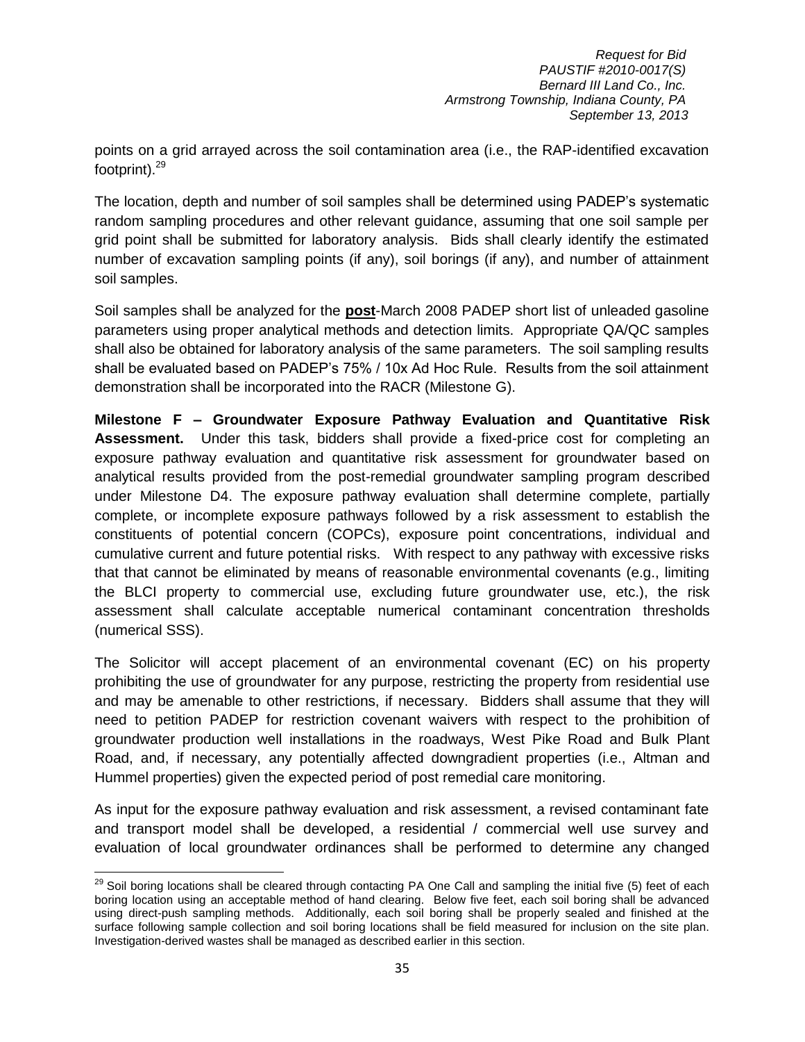points on a grid arrayed across the soil contamination area (i.e., the RAP-identified excavation footprint).[29]

The location, depth and number of soil samples shall be determined using PADEP's systematic random sampling procedures and other relevant guidance, assuming that one soil sample per grid point shall be submitted for laboratory analysis. Bids shall clearly identify the estimated number of excavation sampling points (if any), soil borings (if any), and number of attainment soil samples.

Soil samples shall be analyzed for the **post**-March 2008 PADEP short list of unleaded gasoline parameters using proper analytical methods and detection limits. Appropriate QA/QC samples shall also be obtained for laboratory analysis of the same parameters. The soil sampling results shall be evaluated based on PADEP's 75% / 10x Ad Hoc Rule. Results from the soil attainment demonstration shall be incorporated into the RACR (Milestone G).

**Milestone F – Groundwater Exposure Pathway Evaluation and Quantitative Risk Assessment.** Under this task, bidders shall provide a fixed-price cost for completing an exposure pathway evaluation and quantitative risk assessment for groundwater based on analytical results provided from the post-remedial groundwater sampling program described under Milestone D4. The exposure pathway evaluation shall determine complete, partially complete, or incomplete exposure pathways followed by a risk assessment to establish the constituents of potential concern (COPCs), exposure point concentrations, individual and cumulative current and future potential risks. With respect to any pathway with excessive risks that that cannot be eliminated by means of reasonable environmental covenants (e.g., limiting the BLCI property to commercial use, excluding future groundwater use, etc.), the risk assessment shall calculate acceptable numerical contaminant concentration thresholds (numerical SSS).

The Solicitor will accept placement of an environmental covenant (EC) on his property prohibiting the use of groundwater for any purpose, restricting the property from residential use and may be amenable to other restrictions, if necessary. Bidders shall assume that they will need to petition PADEP for restriction covenant waivers with respect to the prohibition of groundwater production well installations in the roadways, West Pike Road and Bulk Plant Road, and, if necessary, any potentially affected downgradient properties (i.e., Altman and Hummel properties) given the expected period of post remedial care monitoring.

As input for the exposure pathway evaluation and risk assessment, a revised contaminant fate and transport model shall be developed, a residential / commercial well use survey and evaluation of local groundwater ordinances shall be performed to determine any changed

---

[29] Soil boring locations shall be cleared through contacting PA One Call and sampling the initial five (5) feet of each boring location using an acceptable method of hand clearing. Below five feet, each soil boring shall be advanced using direct-push sampling methods. Additionally, each soil boring shall be properly sealed and finished at the surface following sample collection and soil boring locations shall be field measured for inclusion on the site plan. Investigation-derived wastes shall be managed as described earlier in this section.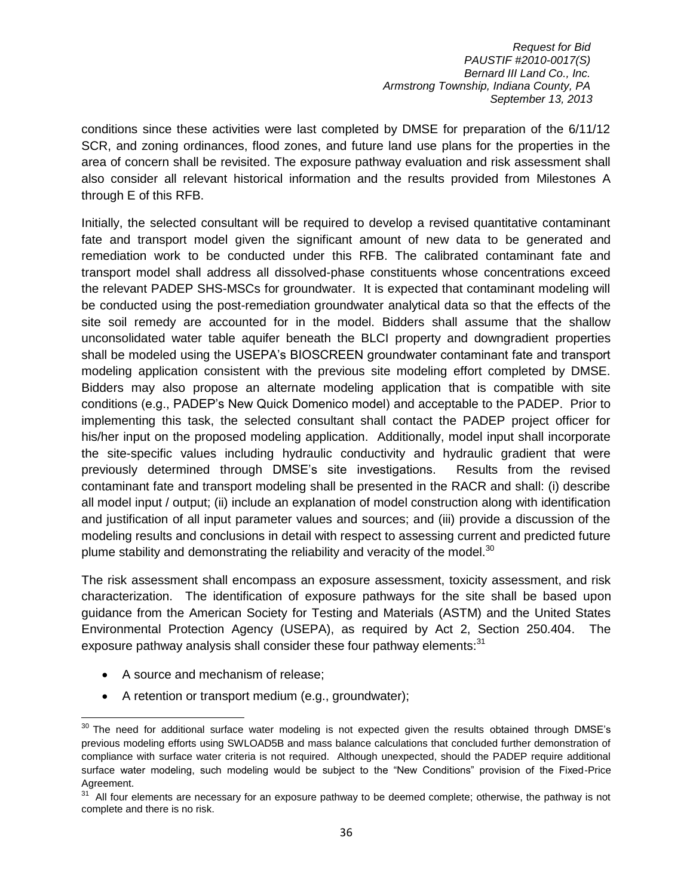conditions since these activities were last completed by DMSE for preparation of the 6/11/12 SCR, and zoning ordinances, flood zones, and future land use plans for the properties in the area of concern shall be revisited. The exposure pathway evaluation and risk assessment shall also consider all relevant historical information and the results provided from Milestones A through E of this RFB.

Initially, the selected consultant will be required to develop a revised quantitative contaminant fate and transport model given the significant amount of new data to be generated and remediation work to be conducted under this RFB. The calibrated contaminant fate and transport model shall address all dissolved-phase constituents whose concentrations exceed the relevant PADEP SHS-MSCs for groundwater. It is expected that contaminant modeling will be conducted using the post-remediation groundwater analytical data so that the effects of the site soil remedy are accounted for in the model. Bidders shall assume that the shallow unconsolidated water table aquifer beneath the BLCI property and downgradient properties shall be modeled using the USEPA's BIOSCREEN groundwater contaminant fate and transport modeling application consistent with the previous site modeling effort completed by DMSE. Bidders may also propose an alternate modeling application that is compatible with site conditions (e.g., PADEP's New Quick Domenico model) and acceptable to the PADEP. Prior to implementing this task, the selected consultant shall contact the PADEP project officer for his/her input on the proposed modeling application. Additionally, model input shall incorporate the site-specific values including hydraulic conductivity and hydraulic gradient that were previously determined through DMSE's site investigations. Results from the revised contaminant fate and transport modeling shall be presented in the RACR and shall: (i) describe all model input / output; (ii) include an explanation of model construction along with identification and justification of all input parameter values and sources; and (iii) provide a discussion of the modeling results and conclusions in detail with respect to assessing current and predicted future plume stability and demonstrating the reliability and veracity of the model.[30]

The risk assessment shall encompass an exposure assessment, toxicity assessment, and risk characterization. The identification of exposure pathways for the site shall be based upon guidance from the American Society for Testing and Materials (ASTM) and the United States Environmental Protection Agency (USEPA), as required by Act 2, Section 250.404. The exposure pathway analysis shall consider these four pathway elements:[31]

- A source and mechanism of release;
- A retention or transport medium (e.g., groundwater);

[30] The need for additional surface water modeling is not expected given the results obtained through DMSE's previous modeling efforts using SWLOAD5B and mass balance calculations that concluded further demonstration of compliance with surface water criteria is not required. Although unexpected, should the PADEP require additional surface water modeling, such modeling would be subject to the "New Conditions" provision of the Fixed-Price Agreement.

[31] All four elements are necessary for an exposure pathway to be deemed complete; otherwise, the pathway is not complete and there is no risk.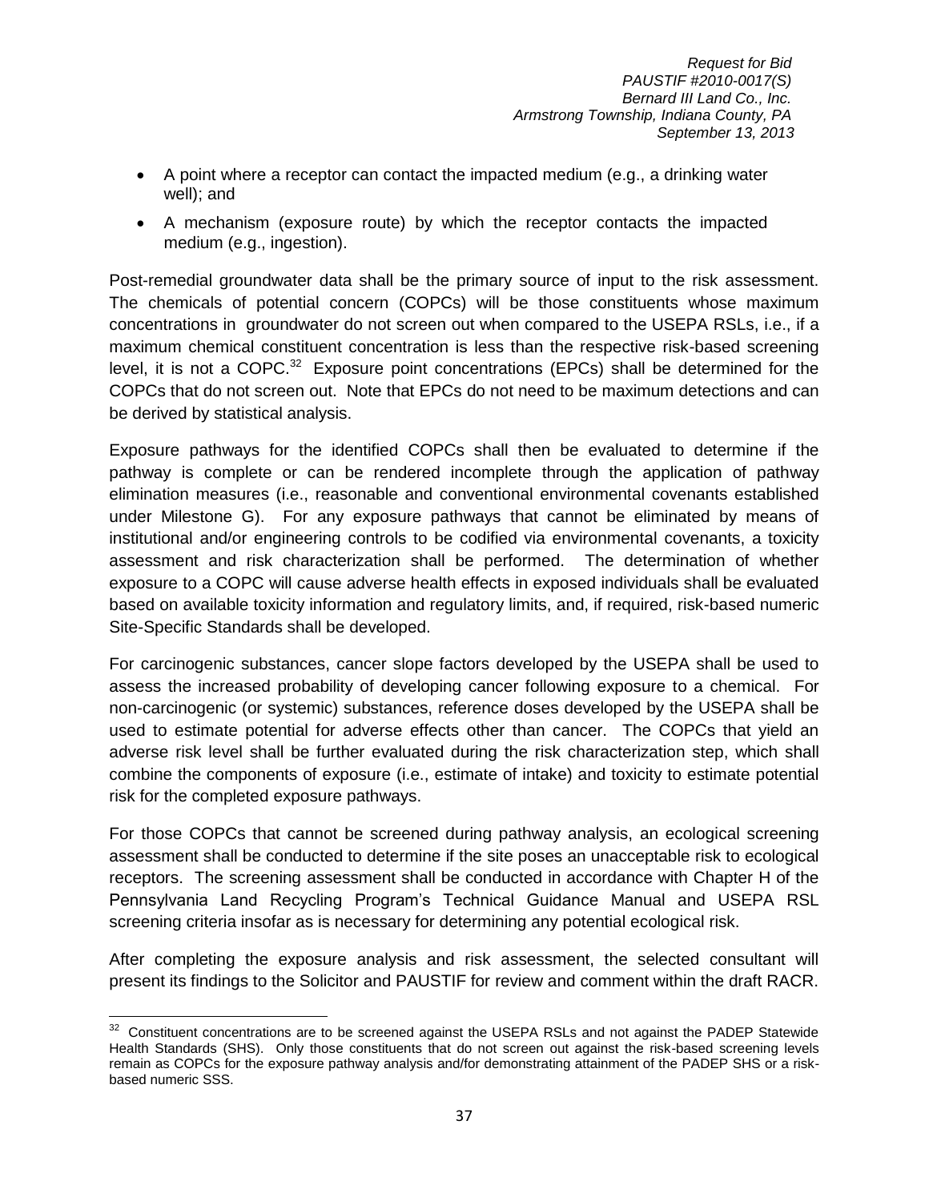- A point where a receptor can contact the impacted medium (e.g., a drinking water well); and
- A mechanism (exposure route) by which the receptor contacts the impacted medium (e.g., ingestion).

Post-remedial groundwater data shall be the primary source of input to the risk assessment. The chemicals of potential concern (COPCs) will be those constituents whose maximum concentrations in groundwater do not screen out when compared to the USEPA RSLs, i.e., if a maximum chemical constituent concentration is less than the respective risk-based screening level, it is not a COPC.[32] Exposure point concentrations (EPCs) shall be determined for the COPCs that do not screen out. Note that EPCs do not need to be maximum detections and can be derived by statistical analysis.

Exposure pathways for the identified COPCs shall then be evaluated to determine if the pathway is complete or can be rendered incomplete through the application of pathway elimination measures (i.e., reasonable and conventional environmental covenants established under Milestone G). For any exposure pathways that cannot be eliminated by means of institutional and/or engineering controls to be codified via environmental covenants, a toxicity assessment and risk characterization shall be performed. The determination of whether exposure to a COPC will cause adverse health effects in exposed individuals shall be evaluated based on available toxicity information and regulatory limits, and, if required, risk-based numeric Site-Specific Standards shall be developed.

For carcinogenic substances, cancer slope factors developed by the USEPA shall be used to assess the increased probability of developing cancer following exposure to a chemical. For non-carcinogenic (or systemic) substances, reference doses developed by the USEPA shall be used to estimate potential for adverse effects other than cancer. The COPCs that yield an adverse risk level shall be further evaluated during the risk characterization step, which shall combine the components of exposure (i.e., estimate of intake) and toxicity to estimate potential risk for the completed exposure pathways.

For those COPCs that cannot be screened during pathway analysis, an ecological screening assessment shall be conducted to determine if the site poses an unacceptable risk to ecological receptors. The screening assessment shall be conducted in accordance with Chapter H of the Pennsylvania Land Recycling Program's Technical Guidance Manual and USEPA RSL screening criteria insofar as is necessary for determining any potential ecological risk.

After completing the exposure analysis and risk assessment, the selected consultant will present its findings to the Solicitor and PAUSTIF for review and comment within the draft RACR.

---

[32] Constituent concentrations are to be screened against the USEPA RSLs and not against the PADEP Statewide Health Standards (SHS). Only those constituents that do not screen out against the risk-based screening levels remain as COPCs for the exposure pathway analysis and/for demonstrating attainment of the PADEP SHS or a risk-based numeric SSS.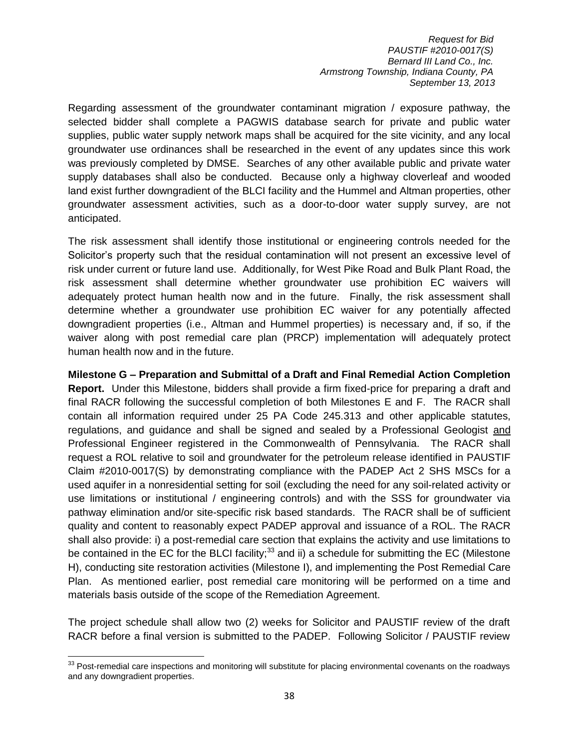Regarding assessment of the groundwater contaminant migration / exposure pathway, the selected bidder shall complete a PAGWIS database search for private and public water supplies, public water supply network maps shall be acquired for the site vicinity, and any local groundwater use ordinances shall be researched in the event of any updates since this work was previously completed by DMSE. Searches of any other available public and private water supply databases shall also be conducted. Because only a highway cloverleaf and wooded land exist further downgradient of the BLCI facility and the Hummel and Altman properties, other groundwater assessment activities, such as a door-to-door water supply survey, are not anticipated.

The risk assessment shall identify those institutional or engineering controls needed for the Solicitor's property such that the residual contamination will not present an excessive level of risk under current or future land use. Additionally, for West Pike Road and Bulk Plant Road, the risk assessment shall determine whether groundwater use prohibition EC waivers will adequately protect human health now and in the future. Finally, the risk assessment shall determine whether a groundwater use prohibition EC waiver for any potentially affected downgradient properties (i.e., Altman and Hummel properties) is necessary and, if so, if the waiver along with post remedial care plan (PRCP) implementation will adequately protect human health now and in the future.

**Milestone G – Preparation and Submittal of a Draft and Final Remedial Action Completion Report.** Under this Milestone, bidders shall provide a firm fixed-price for preparing a draft and final RACR following the successful completion of both Milestones E and F. The RACR shall contain all information required under 25 PA Code 245.313 and other applicable statutes, regulations, and guidance and shall be signed and sealed by a Professional Geologist <u>and</u> Professional Engineer registered in the Commonwealth of Pennsylvania. The RACR shall request a ROL relative to soil and groundwater for the petroleum release identified in PAUSTIF Claim #2010-0017(S) by demonstrating compliance with the PADEP Act 2 SHS MSCs for a used aquifer in a nonresidential setting for soil (excluding the need for any soil-related activity or use limitations or institutional / engineering controls) and with the SSS for groundwater via pathway elimination and/or site-specific risk based standards. The RACR shall be of sufficient quality and content to reasonably expect PADEP approval and issuance of a ROL. The RACR shall also provide: i) a post-remedial care section that explains the activity and use limitations to be contained in the EC for the BLCI facility;[33] and ii) a schedule for submitting the EC (Milestone H), conducting site restoration activities (Milestone I), and implementing the Post Remedial Care Plan. As mentioned earlier, post remedial care monitoring will be performed on a time and materials basis outside of the scope of the Remediation Agreement.

The project schedule shall allow two (2) weeks for Solicitor and PAUSTIF review of the draft RACR before a final version is submitted to the PADEP. Following Solicitor / PAUSTIF review

---

[33] Post-remedial care inspections and monitoring will substitute for placing environmental covenants on the roadways and any downgradient properties.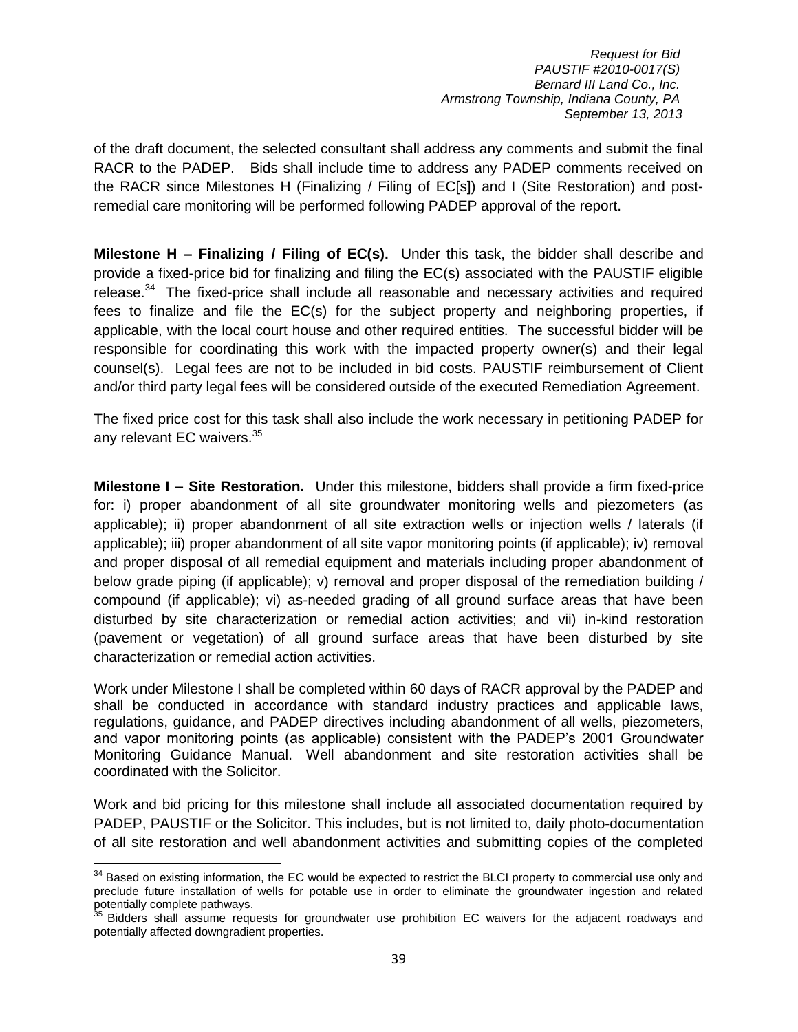of the draft document, the selected consultant shall address any comments and submit the final RACR to the PADEP. Bids shall include time to address any PADEP comments received on the RACR since Milestones H (Finalizing / Filing of EC[s]) and I (Site Restoration) and post-remedial care monitoring will be performed following PADEP approval of the report.

**Milestone H – Finalizing / Filing of EC(s).** Under this task, the bidder shall describe and provide a fixed-price bid for finalizing and filing the EC(s) associated with the PAUSTIF eligible release.[34] The fixed-price shall include all reasonable and necessary activities and required fees to finalize and file the EC(s) for the subject property and neighboring properties, if applicable, with the local court house and other required entities. The successful bidder will be responsible for coordinating this work with the impacted property owner(s) and their legal counsel(s). Legal fees are not to be included in bid costs. PAUSTIF reimbursement of Client and/or third party legal fees will be considered outside of the executed Remediation Agreement.

The fixed price cost for this task shall also include the work necessary in petitioning PADEP for any relevant EC waivers.[35]

**Milestone I – Site Restoration.** Under this milestone, bidders shall provide a firm fixed-price for: i) proper abandonment of all site groundwater monitoring wells and piezometers (as applicable); ii) proper abandonment of all site extraction wells or injection wells / laterals (if applicable); iii) proper abandonment of all site vapor monitoring points (if applicable); iv) removal and proper disposal of all remedial equipment and materials including proper abandonment of below grade piping (if applicable); v) removal and proper disposal of the remediation building / compound (if applicable); vi) as-needed grading of all ground surface areas that have been disturbed by site characterization or remedial action activities; and vii) in-kind restoration (pavement or vegetation) of all ground surface areas that have been disturbed by site characterization or remedial action activities.

Work under Milestone I shall be completed within 60 days of RACR approval by the PADEP and shall be conducted in accordance with standard industry practices and applicable laws, regulations, guidance, and PADEP directives including abandonment of all wells, piezometers, and vapor monitoring points (as applicable) consistent with the PADEP's 2001 Groundwater Monitoring Guidance Manual. Well abandonment and site restoration activities shall be coordinated with the Solicitor.

Work and bid pricing for this milestone shall include all associated documentation required by PADEP, PAUSTIF or the Solicitor. This includes, but is not limited to, daily photo-documentation of all site restoration and well abandonment activities and submitting copies of the completed

---

[34] Based on existing information, the EC would be expected to restrict the BLCI property to commercial use only and preclude future installation of wells for potable use in order to eliminate the groundwater ingestion and related potentially complete pathways.

[35] Bidders shall assume requests for groundwater use prohibition EC waivers for the adjacent roadways and potentially affected downgradient properties.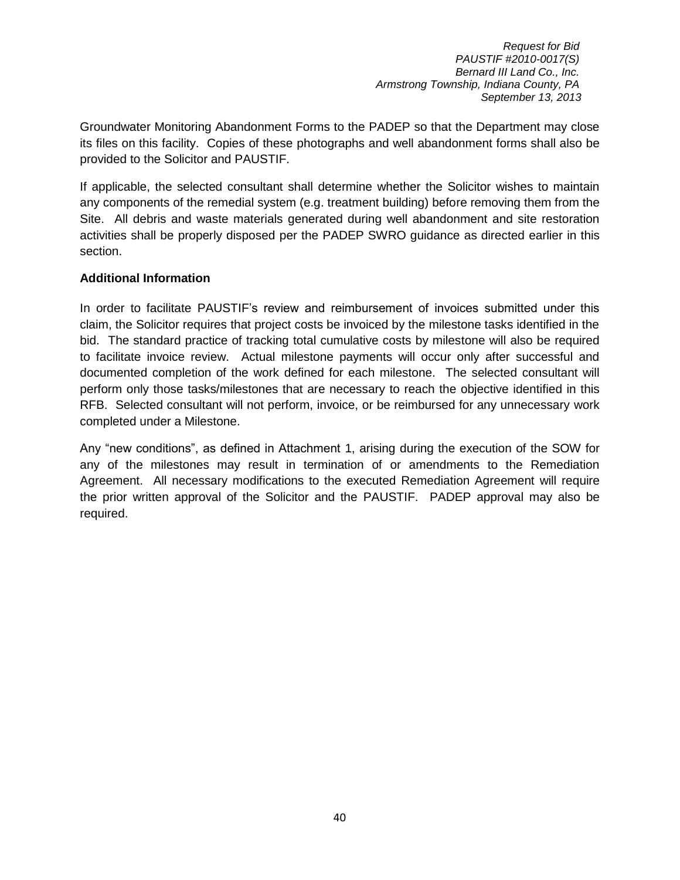Groundwater Monitoring Abandonment Forms to the PADEP so that the Department may close its files on this facility. Copies of these photographs and well abandonment forms shall also be provided to the Solicitor and PAUSTIF.

If applicable, the selected consultant shall determine whether the Solicitor wishes to maintain any components of the remedial system (e.g. treatment building) before removing them from the Site. All debris and waste materials generated during well abandonment and site restoration activities shall be properly disposed per the PADEP SWRO guidance as directed earlier in this section.

**Additional Information**

In order to facilitate PAUSTIF's review and reimbursement of invoices submitted under this claim, the Solicitor requires that project costs be invoiced by the milestone tasks identified in the bid. The standard practice of tracking total cumulative costs by milestone will also be required to facilitate invoice review. Actual milestone payments will occur only after successful and documented completion of the work defined for each milestone. The selected consultant will perform only those tasks/milestones that are necessary to reach the objective identified in this RFB. Selected consultant will not perform, invoice, or be reimbursed for any unnecessary work completed under a Milestone.

Any "new conditions", as defined in Attachment 1, arising during the execution of the SOW for any of the milestones may result in termination of or amendments to the Remediation Agreement. All necessary modifications to the executed Remediation Agreement will require the prior written approval of the Solicitor and the PAUSTIF. PADEP approval may also be required.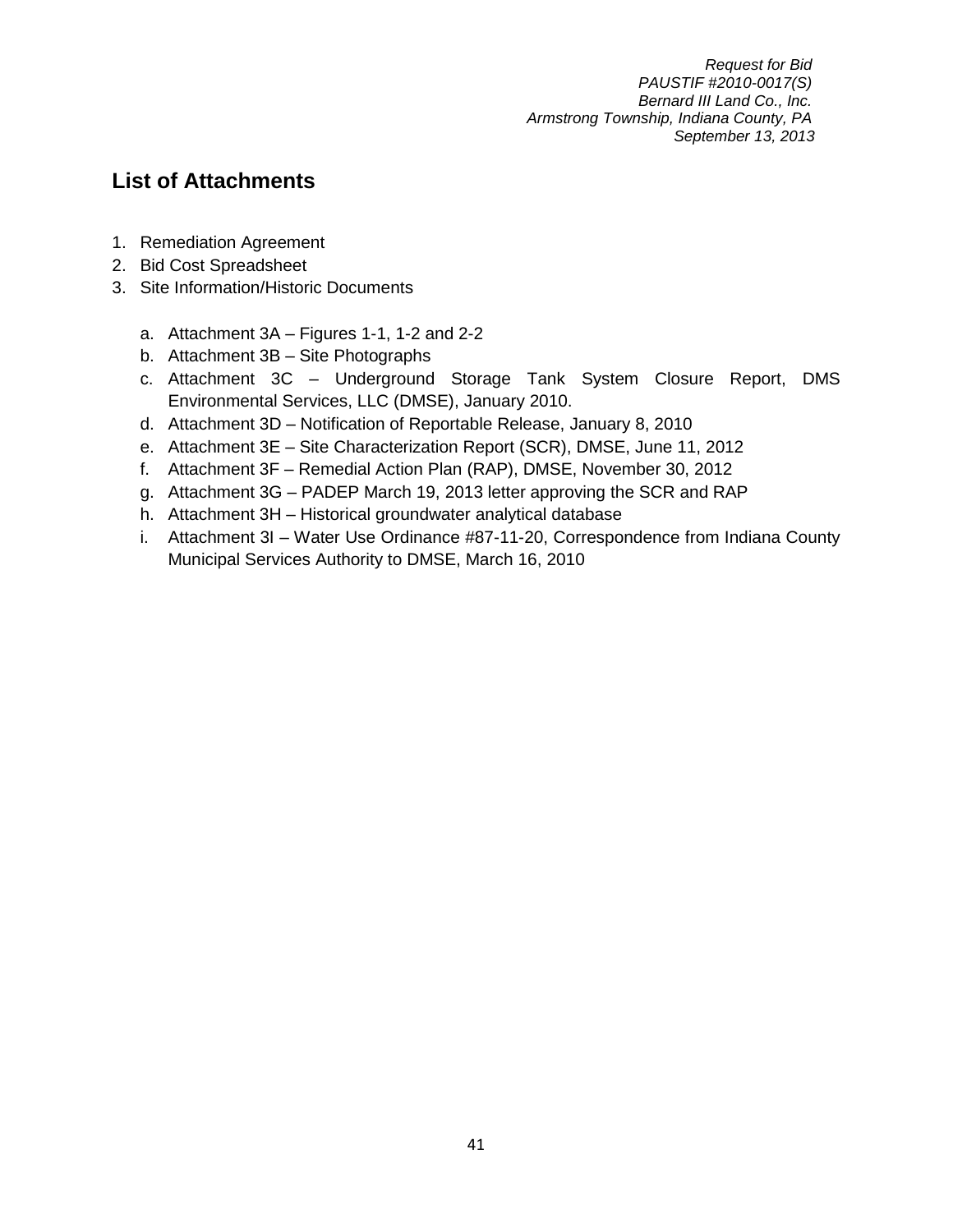## List of Attachments

1. Remediation Agreement
2. Bid Cost Spreadsheet
3. Site Information/Historic Documents

   a. Attachment 3A – Figures 1-1, 1-2 and 2-2
   b. Attachment 3B – Site Photographs
   c. Attachment 3C – Underground Storage Tank System Closure Report, DMS Environmental Services, LLC (DMSE), January 2010.
   d. Attachment 3D – Notification of Reportable Release, January 8, 2010
   e. Attachment 3E – Site Characterization Report (SCR), DMSE, June 11, 2012
   f. Attachment 3F – Remedial Action Plan (RAP), DMSE, November 30, 2012
   g. Attachment 3G – PADEP March 19, 2013 letter approving the SCR and RAP
   h. Attachment 3H – Historical groundwater analytical database
   i. Attachment 3I – Water Use Ordinance #87-11-20, Correspondence from Indiana County Municipal Services Authority to DMSE, March 16, 2010